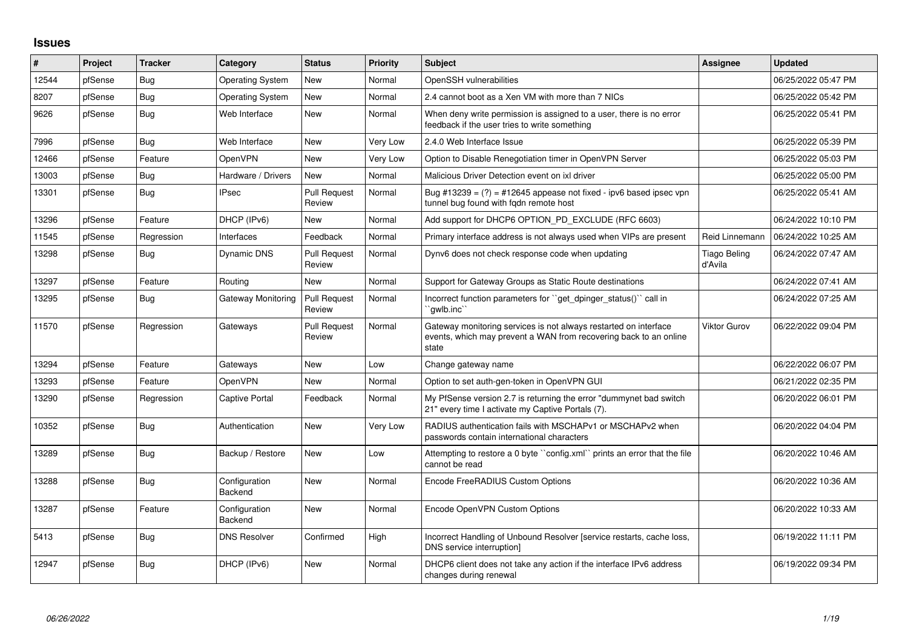## Issues

| # | Project | Tracker | Category | Status | Priority | Subject | Assignee | Updated |
|---|---|---|---|---|---|---|---|---|
| 12544 | pfSense | Bug | Operating System | New | Normal | OpenSSH vulnerabilities | | 06/25/2022 05:47 PM |
| 8207 | pfSense | Bug | Operating System | New | Normal | 2.4 cannot boot as a Xen VM with more than 7 NICs | | 06/25/2022 05:42 PM |
| 9626 | pfSense | Bug | Web Interface | New | Normal | When deny write permission is assigned to a user, there is no error feedback if the user tries to write something | | 06/25/2022 05:41 PM |
| 7996 | pfSense | Bug | Web Interface | New | Very Low | 2.4.0 Web Interface Issue | | 06/25/2022 05:39 PM |
| 12466 | pfSense | Feature | OpenVPN | New | Very Low | Option to Disable Renegotiation timer in OpenVPN Server | | 06/25/2022 05:03 PM |
| 13003 | pfSense | Bug | Hardware / Drivers | New | Normal | Malicious Driver Detection event on ixl driver | | 06/25/2022 05:00 PM |
| 13301 | pfSense | Bug | IPsec | Pull Request Review | Normal | Bug #13239 = (?) = #12645 appease not fixed - ipv6 based ipsec vpn tunnel bug found with fqdn remote host | | 06/25/2022 05:41 AM |
| 13296 | pfSense | Feature | DHCP (IPv6) | New | Normal | Add support for DHCP6 OPTION_PD_EXCLUDE (RFC 6603) | | 06/24/2022 10:10 PM |
| 11545 | pfSense | Regression | Interfaces | Feedback | Normal | Primary interface address is not always used when VIPs are present | Reid Linnemann | 06/24/2022 10:25 AM |
| 13298 | pfSense | Bug | Dynamic DNS | Pull Request Review | Normal | Dynv6 does not check response code when updating | Tiago Beling d'Avila | 06/24/2022 07:47 AM |
| 13297 | pfSense | Feature | Routing | New | Normal | Support for Gateway Groups as Static Route destinations | | 06/24/2022 07:41 AM |
| 13295 | pfSense | Bug | Gateway Monitoring | Pull Request Review | Normal | Incorrect function parameters for ``get_dpinger_status()`` call in ``gwlb.inc`` | | 06/24/2022 07:25 AM |
| 11570 | pfSense | Regression | Gateways | Pull Request Review | Normal | Gateway monitoring services is not always restarted on interface events, which may prevent a WAN from recovering back to an online state | Viktor Gurov | 06/22/2022 09:04 PM |
| 13294 | pfSense | Feature | Gateways | New | Low | Change gateway name | | 06/22/2022 06:07 PM |
| 13293 | pfSense | Feature | OpenVPN | New | Normal | Option to set auth-gen-token in OpenVPN GUI | | 06/21/2022 02:35 PM |
| 13290 | pfSense | Regression | Captive Portal | Feedback | Normal | My PfSense version 2.7 is returning the error "dummynet bad switch 21" every time I activate my Captive Portals (7). | | 06/20/2022 06:01 PM |
| 10352 | pfSense | Bug | Authentication | New | Very Low | RADIUS authentication fails with MSCHAPv1 or MSCHAPv2 when passwords contain international characters | | 06/20/2022 04:04 PM |
| 13289 | pfSense | Bug | Backup / Restore | New | Low | Attempting to restore a 0 byte ``config.xml`` prints an error that the file cannot be read | | 06/20/2022 10:46 AM |
| 13288 | pfSense | Bug | Configuration Backend | New | Normal | Encode FreeRADIUS Custom Options | | 06/20/2022 10:36 AM |
| 13287 | pfSense | Feature | Configuration Backend | New | Normal | Encode OpenVPN Custom Options | | 06/20/2022 10:33 AM |
| 5413 | pfSense | Bug | DNS Resolver | Confirmed | High | Incorrect Handling of Unbound Resolver [service restarts, cache loss, DNS service interruption] | | 06/19/2022 11:11 PM |
| 12947 | pfSense | Bug | DHCP (IPv6) | New | Normal | DHCP6 client does not take any action if the interface IPv6 address changes during renewal | | 06/19/2022 09:34 PM |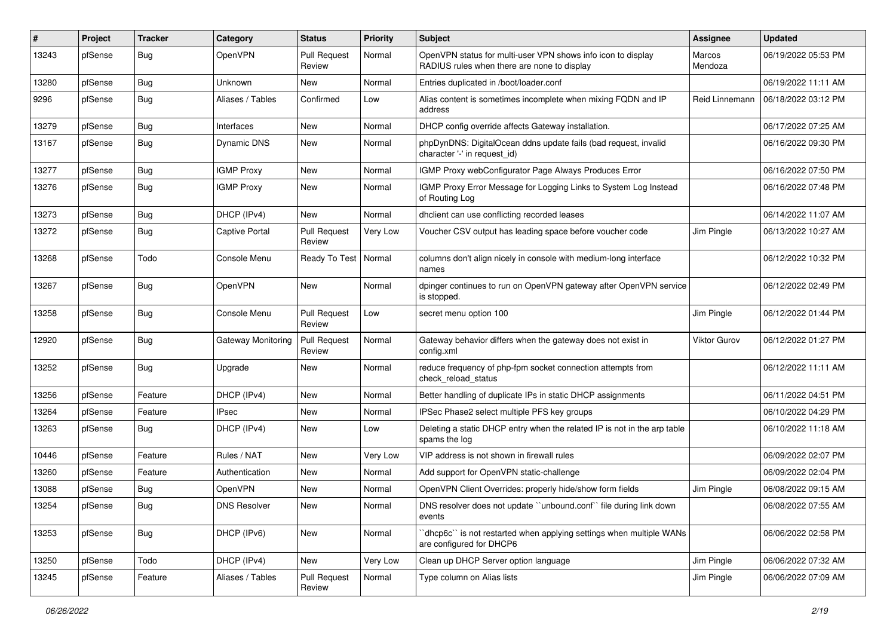| # | Project | Tracker | Category | Status | Priority | Subject | Assignee | Updated |
|---|---|---|---|---|---|---|---|---|
| 13243 | pfSense | Bug | OpenVPN | Pull Request Review | Normal | OpenVPN status for multi-user VPN shows info icon to display RADIUS rules when there are none to display | Marcos Mendoza | 06/19/2022 05:53 PM |
| 13280 | pfSense | Bug | Unknown | New | Normal | Entries duplicated in /boot/loader.conf | | 06/19/2022 11:11 AM |
| 9296 | pfSense | Bug | Aliases / Tables | Confirmed | Low | Alias content is sometimes incomplete when mixing FQDN and IP address | Reid Linnemann | 06/18/2022 03:12 PM |
| 13279 | pfSense | Bug | Interfaces | New | Normal | DHCP config override affects Gateway installation. | | 06/17/2022 07:25 AM |
| 13167 | pfSense | Bug | Dynamic DNS | New | Normal | phpDynDNS: DigitalOcean ddns update fails (bad request, invalid character '-' in request_id) | | 06/16/2022 09:30 PM |
| 13277 | pfSense | Bug | IGMP Proxy | New | Normal | IGMP Proxy webConfigurator Page Always Produces Error | | 06/16/2022 07:50 PM |
| 13276 | pfSense | Bug | IGMP Proxy | New | Normal | IGMP Proxy Error Message for Logging Links to System Log Instead of Routing Log | | 06/16/2022 07:48 PM |
| 13273 | pfSense | Bug | DHCP (IPv4) | New | Normal | dhclient can use conflicting recorded leases | | 06/14/2022 11:07 AM |
| 13272 | pfSense | Bug | Captive Portal | Pull Request Review | Very Low | Voucher CSV output has leading space before voucher code | Jim Pingle | 06/13/2022 10:27 AM |
| 13268 | pfSense | Todo | Console Menu | Ready To Test | Normal | columns don't align nicely in console with medium-long interface names | | 06/12/2022 10:32 PM |
| 13267 | pfSense | Bug | OpenVPN | New | Normal | dpinger continues to run on OpenVPN gateway after OpenVPN service is stopped. | | 06/12/2022 02:49 PM |
| 13258 | pfSense | Bug | Console Menu | Pull Request Review | Low | secret menu option 100 | Jim Pingle | 06/12/2022 01:44 PM |
| 12920 | pfSense | Bug | Gateway Monitoring | Pull Request Review | Normal | Gateway behavior differs when the gateway does not exist in config.xml | Viktor Gurov | 06/12/2022 01:27 PM |
| 13252 | pfSense | Bug | Upgrade | New | Normal | reduce frequency of php-fpm socket connection attempts from check_reload_status | | 06/12/2022 11:11 AM |
| 13256 | pfSense | Feature | DHCP (IPv4) | New | Normal | Better handling of duplicate IPs in static DHCP assignments | | 06/11/2022 04:51 PM |
| 13264 | pfSense | Feature | IPsec | New | Normal | IPSec Phase2 select multiple PFS key groups | | 06/10/2022 04:29 PM |
| 13263 | pfSense | Bug | DHCP (IPv4) | New | Low | Deleting a static DHCP entry when the related IP is not in the arp table spams the log | | 06/10/2022 11:18 AM |
| 10446 | pfSense | Feature | Rules / NAT | New | Very Low | VIP address is not shown in firewall rules | | 06/09/2022 02:07 PM |
| 13260 | pfSense | Feature | Authentication | New | Normal | Add support for OpenVPN static-challenge | | 06/09/2022 02:04 PM |
| 13088 | pfSense | Bug | OpenVPN | New | Normal | OpenVPN Client Overrides: properly hide/show form fields | Jim Pingle | 06/08/2022 09:15 AM |
| 13254 | pfSense | Bug | DNS Resolver | New | Normal | DNS resolver does not update ``unbound.conf`` file during link down events | | 06/08/2022 07:55 AM |
| 13253 | pfSense | Bug | DHCP (IPv6) | New | Normal | ``dhcp6c`` is not restarted when applying settings when multiple WANs are configured for DHCP6 | | 06/06/2022 02:58 PM |
| 13250 | pfSense | Todo | DHCP (IPv4) | New | Very Low | Clean up DHCP Server option language | Jim Pingle | 06/06/2022 07:32 AM |
| 13245 | pfSense | Feature | Aliases / Tables | Pull Request Review | Normal | Type column on Alias lists | Jim Pingle | 06/06/2022 07:09 AM |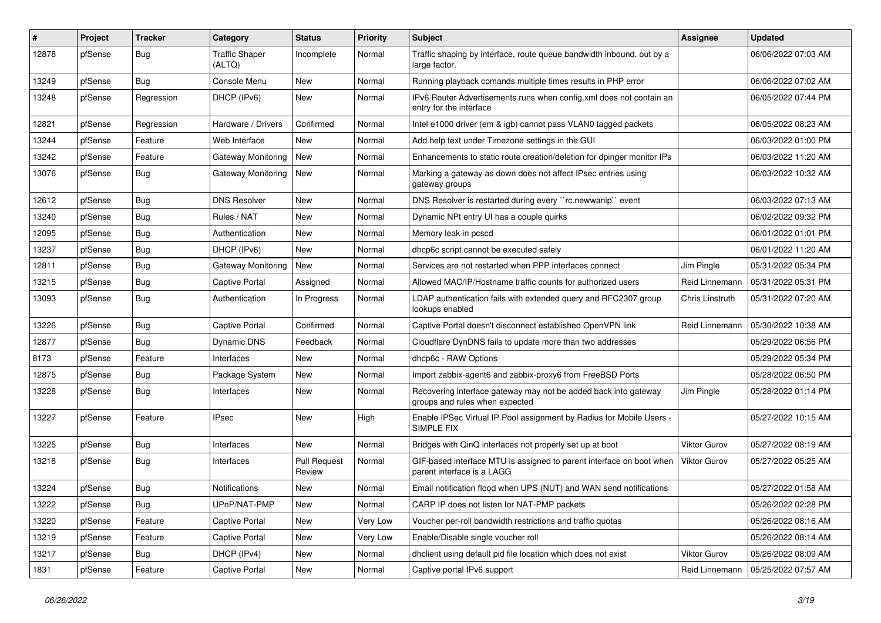| # | Project | Tracker | Category | Status | Priority | Subject | Assignee | Updated |
|---|---|---|---|---|---|---|---|---|
| 12878 | pfSense | Bug | Traffic Shaper (ALTQ) | Incomplete | Normal | Traffic shaping by interface, route queue bandwidth inbound, out by a large factor. | | 06/06/2022 07:03 AM |
| 13249 | pfSense | Bug | Console Menu | New | Normal | Running playback comands multiple times results in PHP error | | 06/06/2022 07:02 AM |
| 13248 | pfSense | Regression | DHCP (IPv6) | New | Normal | IPv6 Router Advertisements runs when config.xml does not contain an entry for the interface | | 06/05/2022 07:44 PM |
| 12821 | pfSense | Regression | Hardware / Drivers | Confirmed | Normal | Intel e1000 driver (em & igb) cannot pass VLAN0 tagged packets | | 06/05/2022 08:23 AM |
| 13244 | pfSense | Feature | Web Interface | New | Normal | Add help text under Timezone settings in the GUI | | 06/03/2022 01:00 PM |
| 13242 | pfSense | Feature | Gateway Monitoring | New | Normal | Enhancements to static route creation/deletion for dpinger monitor IPs | | 06/03/2022 11:20 AM |
| 13076 | pfSense | Bug | Gateway Monitoring | New | Normal | Marking a gateway as down does not affect IPsec entries using gateway groups | | 06/03/2022 10:32 AM |
| 12612 | pfSense | Bug | DNS Resolver | New | Normal | DNS Resolver is restarted during every ``rc.newwanip`` event | | 06/03/2022 07:13 AM |
| 13240 | pfSense | Bug | Rules / NAT | New | Normal | Dynamic NPt entry UI has a couple quirks | | 06/02/2022 09:32 PM |
| 12095 | pfSense | Bug | Authentication | New | Normal | Memory leak in pcscd | | 06/01/2022 01:01 PM |
| 13237 | pfSense | Bug | DHCP (IPv6) | New | Normal | dhcp6c script cannot be executed safely | | 06/01/2022 11:20 AM |
| 12811 | pfSense | Bug | Gateway Monitoring | New | Normal | Services are not restarted when PPP interfaces connect | Jim Pingle | 05/31/2022 05:34 PM |
| 13215 | pfSense | Bug | Captive Portal | Assigned | Normal | Allowed MAC/IP/Hostname traffic counts for authorized users | Reid Linnemann | 05/31/2022 05:31 PM |
| 13093 | pfSense | Bug | Authentication | In Progress | Normal | LDAP authentication fails with extended query and RFC2307 group lookups enabled | Chris Linstruth | 05/31/2022 07:20 AM |
| 13226 | pfSense | Bug | Captive Portal | Confirmed | Normal | Captive Portal doesn't disconnect established OpenVPN link | Reid Linnemann | 05/30/2022 10:38 AM |
| 12877 | pfSense | Bug | Dynamic DNS | Feedback | Normal | Cloudflare DynDNS fails to update more than two addresses | | 05/29/2022 06:56 PM |
| 8173 | pfSense | Feature | Interfaces | New | Normal | dhcp6c - RAW Options | | 05/29/2022 05:34 PM |
| 12875 | pfSense | Bug | Package System | New | Normal | Import zabbix-agent6 and zabbix-proxy6 from FreeBSD Ports | | 05/28/2022 06:50 PM |
| 13228 | pfSense | Bug | Interfaces | New | Normal | Recovering interface gateway may not be added back into gateway groups and rules when expected | Jim Pingle | 05/28/2022 01:14 PM |
| 13227 | pfSense | Feature | IPsec | New | High | Enable IPSec Virtual IP Pool assignment by Radius for Mobile Users - SIMPLE FIX | | 05/27/2022 10:15 AM |
| 13225 | pfSense | Bug | Interfaces | New | Normal | Bridges with QinQ interfaces not properly set up at boot | Viktor Gurov | 05/27/2022 08:19 AM |
| 13218 | pfSense | Bug | Interfaces | Pull Request Review | Normal | GIF-based interface MTU is assigned to parent interface on boot when parent interface is a LAGG | Viktor Gurov | 05/27/2022 05:25 AM |
| 13224 | pfSense | Bug | Notifications | New | Normal | Email notification flood when UPS (NUT) and WAN send notifications | | 05/27/2022 01:58 AM |
| 13222 | pfSense | Bug | UPnP/NAT-PMP | New | Normal | CARP IP does not listen for NAT-PMP packets | | 05/26/2022 02:28 PM |
| 13220 | pfSense | Feature | Captive Portal | New | Very Low | Voucher per-roll bandwidth restrictions and traffic quotas | | 05/26/2022 08:16 AM |
| 13219 | pfSense | Feature | Captive Portal | New | Very Low | Enable/Disable single voucher roll | | 05/26/2022 08:14 AM |
| 13217 | pfSense | Bug | DHCP (IPv4) | New | Normal | dhclient using default pid file location which does not exist | Viktor Gurov | 05/26/2022 08:09 AM |
| 1831 | pfSense | Feature | Captive Portal | New | Normal | Captive portal IPv6 support | Reid Linnemann | 05/25/2022 07:57 AM |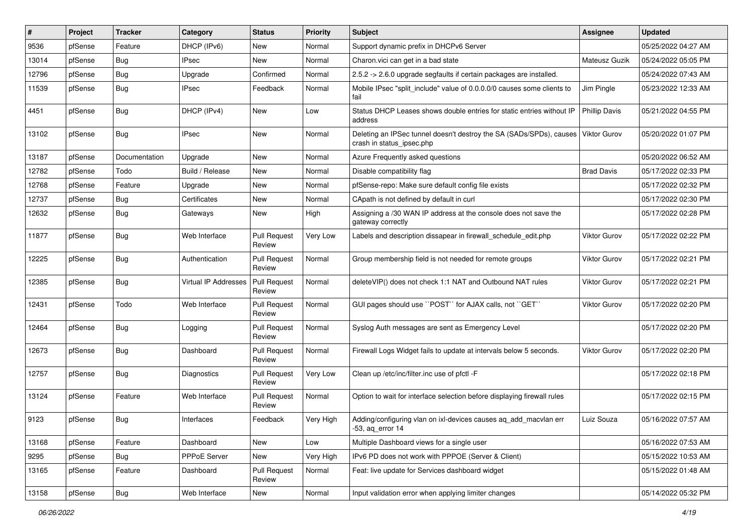| # | Project | Tracker | Category | Status | Priority | Subject | Assignee | Updated |
|---|---|---|---|---|---|---|---|---|
| 9536 | pfSense | Feature | DHCP (IPv6) | New | Normal | Support dynamic prefix in DHCPv6 Server | | 05/25/2022 04:27 AM |
| 13014 | pfSense | Bug | IPsec | New | Normal | Charon.vici can get in a bad state | Mateusz Guzik | 05/24/2022 05:05 PM |
| 12796 | pfSense | Bug | Upgrade | Confirmed | Normal | 2.5.2 -> 2.6.0 upgrade segfaults if certain packages are installed. | | 05/24/2022 07:43 AM |
| 11539 | pfSense | Bug | IPsec | Feedback | Normal | Mobile IPsec "split_include" value of 0.0.0.0/0 causes some clients to fail | Jim Pingle | 05/23/2022 12:33 AM |
| 4451 | pfSense | Bug | DHCP (IPv4) | New | Low | Status DHCP Leases shows double entries for static entries without IP address | Phillip Davis | 05/21/2022 04:55 PM |
| 13102 | pfSense | Bug | IPsec | New | Normal | Deleting an IPSec tunnel doesn't destroy the SA (SADs/SPDs), causes crash in status_ipsec.php | Viktor Gurov | 05/20/2022 01:07 PM |
| 13187 | pfSense | Documentation | Upgrade | New | Normal | Azure Frequently asked questions | | 05/20/2022 06:52 AM |
| 12782 | pfSense | Todo | Build / Release | New | Normal | Disable compatibility flag | Brad Davis | 05/17/2022 02:33 PM |
| 12768 | pfSense | Feature | Upgrade | New | Normal | pfSense-repo: Make sure default config file exists | | 05/17/2022 02:32 PM |
| 12737 | pfSense | Bug | Certificates | New | Normal | CApath is not defined by default in curl | | 05/17/2022 02:30 PM |
| 12632 | pfSense | Bug | Gateways | New | High | Assigning a /30 WAN IP address at the console does not save the gateway correctly | | 05/17/2022 02:28 PM |
| 11877 | pfSense | Bug | Web Interface | Pull Request Review | Very Low | Labels and description dissapear in firewall_schedule_edit.php | Viktor Gurov | 05/17/2022 02:22 PM |
| 12225 | pfSense | Bug | Authentication | Pull Request Review | Normal | Group membership field is not needed for remote groups | Viktor Gurov | 05/17/2022 02:21 PM |
| 12385 | pfSense | Bug | Virtual IP Addresses | Pull Request Review | Normal | deleteVIP() does not check 1:1 NAT and Outbound NAT rules | Viktor Gurov | 05/17/2022 02:21 PM |
| 12431 | pfSense | Todo | Web Interface | Pull Request Review | Normal | GUI pages should use ``POST`` for AJAX calls, not ``GET`` | Viktor Gurov | 05/17/2022 02:20 PM |
| 12464 | pfSense | Bug | Logging | Pull Request Review | Normal | Syslog Auth messages are sent as Emergency Level | | 05/17/2022 02:20 PM |
| 12673 | pfSense | Bug | Dashboard | Pull Request Review | Normal | Firewall Logs Widget fails to update at intervals below 5 seconds. | Viktor Gurov | 05/17/2022 02:20 PM |
| 12757 | pfSense | Bug | Diagnostics | Pull Request Review | Very Low | Clean up /etc/inc/filter.inc use of pfctl -F | | 05/17/2022 02:18 PM |
| 13124 | pfSense | Feature | Web Interface | Pull Request Review | Normal | Option to wait for interface selection before displaying firewall rules | | 05/17/2022 02:15 PM |
| 9123 | pfSense | Bug | Interfaces | Feedback | Very High | Adding/configuring vlan on ixl-devices causes aq_add_macvlan err -53, aq_error 14 | Luiz Souza | 05/16/2022 07:57 AM |
| 13168 | pfSense | Feature | Dashboard | New | Low | Multiple Dashboard views for a single user | | 05/16/2022 07:53 AM |
| 9295 | pfSense | Bug | PPPoE Server | New | Very High | IPv6 PD does not work with PPPOE (Server & Client) | | 05/15/2022 10:53 AM |
| 13165 | pfSense | Feature | Dashboard | Pull Request Review | Normal | Feat: live update for Services dashboard widget | | 05/15/2022 01:48 AM |
| 13158 | pfSense | Bug | Web Interface | New | Normal | Input validation error when applying limiter changes | | 05/14/2022 05:32 PM |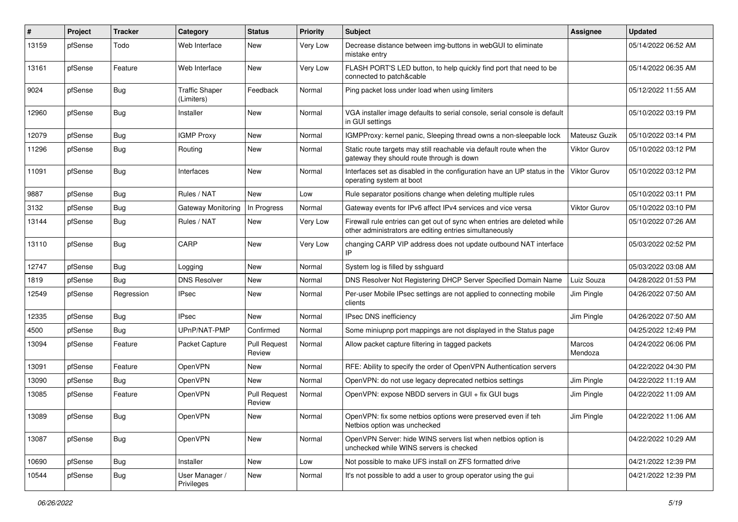| # | Project | Tracker | Category | Status | Priority | Subject | Assignee | Updated |
|---|---|---|---|---|---|---|---|---|
| 13159 | pfSense | Todo | Web Interface | New | Very Low | Decrease distance between img-buttons in webGUI to eliminate mistake entry | | 05/14/2022 06:52 AM |
| 13161 | pfSense | Feature | Web Interface | New | Very Low | FLASH PORT'S LED button, to help quickly find port that need to be connected to patch&cable | | 05/14/2022 06:35 AM |
| 9024 | pfSense | Bug | Traffic Shaper (Limiters) | Feedback | Normal | Ping packet loss under load when using limiters | | 05/12/2022 11:55 AM |
| 12960 | pfSense | Bug | Installer | New | Normal | VGA installer image defaults to serial console, serial console is default in GUI settings | | 05/10/2022 03:19 PM |
| 12079 | pfSense | Bug | IGMP Proxy | New | Normal | IGMPProxy: kernel panic, Sleeping thread owns a non-sleepable lock | Mateusz Guzik | 05/10/2022 03:14 PM |
| 11296 | pfSense | Bug | Routing | New | Normal | Static route targets may still reachable via default route when the gateway they should route through is down | Viktor Gurov | 05/10/2022 03:12 PM |
| 11091 | pfSense | Bug | Interfaces | New | Normal | Interfaces set as disabled in the configuration have an UP status in the operating system at boot | Viktor Gurov | 05/10/2022 03:12 PM |
| 9887 | pfSense | Bug | Rules / NAT | New | Low | Rule separator positions change when deleting multiple rules | | 05/10/2022 03:11 PM |
| 3132 | pfSense | Bug | Gateway Monitoring | In Progress | Normal | Gateway events for IPv6 affect IPv4 services and vice versa | Viktor Gurov | 05/10/2022 03:10 PM |
| 13144 | pfSense | Bug | Rules / NAT | New | Very Low | Firewall rule entries can get out of sync when entries are deleted while other administrators are editing entries simultaneously | | 05/10/2022 07:26 AM |
| 13110 | pfSense | Bug | CARP | New | Very Low | changing CARP VIP address does not update outbound NAT interface IP | | 05/03/2022 02:52 PM |
| 12747 | pfSense | Bug | Logging | New | Normal | System log is filled by sshguard | | 05/03/2022 03:08 AM |
| 1819 | pfSense | Bug | DNS Resolver | New | Normal | DNS Resolver Not Registering DHCP Server Specified Domain Name | Luiz Souza | 04/28/2022 01:53 PM |
| 12549 | pfSense | Regression | IPsec | New | Normal | Per-user Mobile IPsec settings are not applied to connecting mobile clients | Jim Pingle | 04/26/2022 07:50 AM |
| 12335 | pfSense | Bug | IPsec | New | Normal | IPsec DNS inefficiency | Jim Pingle | 04/26/2022 07:50 AM |
| 4500 | pfSense | Bug | UPnP/NAT-PMP | Confirmed | Normal | Some miniupnp port mappings are not displayed in the Status page | | 04/25/2022 12:49 PM |
| 13094 | pfSense | Feature | Packet Capture | Pull Request Review | Normal | Allow packet capture filtering in tagged packets | Marcos Mendoza | 04/24/2022 06:06 PM |
| 13091 | pfSense | Feature | OpenVPN | New | Normal | RFE: Ability to specify the order of OpenVPN Authentication servers | | 04/22/2022 04:30 PM |
| 13090 | pfSense | Bug | OpenVPN | New | Normal | OpenVPN: do not use legacy deprecated netbios settings | Jim Pingle | 04/22/2022 11:19 AM |
| 13085 | pfSense | Feature | OpenVPN | Pull Request Review | Normal | OpenVPN: expose NBDD servers in GUI + fix GUI bugs | Jim Pingle | 04/22/2022 11:09 AM |
| 13089 | pfSense | Bug | OpenVPN | New | Normal | OpenVPN: fix some netbios options were preserved even if teh Netbios option was unchecked | Jim Pingle | 04/22/2022 11:06 AM |
| 13087 | pfSense | Bug | OpenVPN | New | Normal | OpenVPN Server: hide WINS servers list when netbios option is unchecked while WINS servers is checked | | 04/22/2022 10:29 AM |
| 10690 | pfSense | Bug | Installer | New | Low | Not possible to make UFS install on ZFS formatted drive | | 04/21/2022 12:39 PM |
| 10544 | pfSense | Bug | User Manager / Privileges | New | Normal | It's not possible to add a user to group operator using the gui | | 04/21/2022 12:39 PM |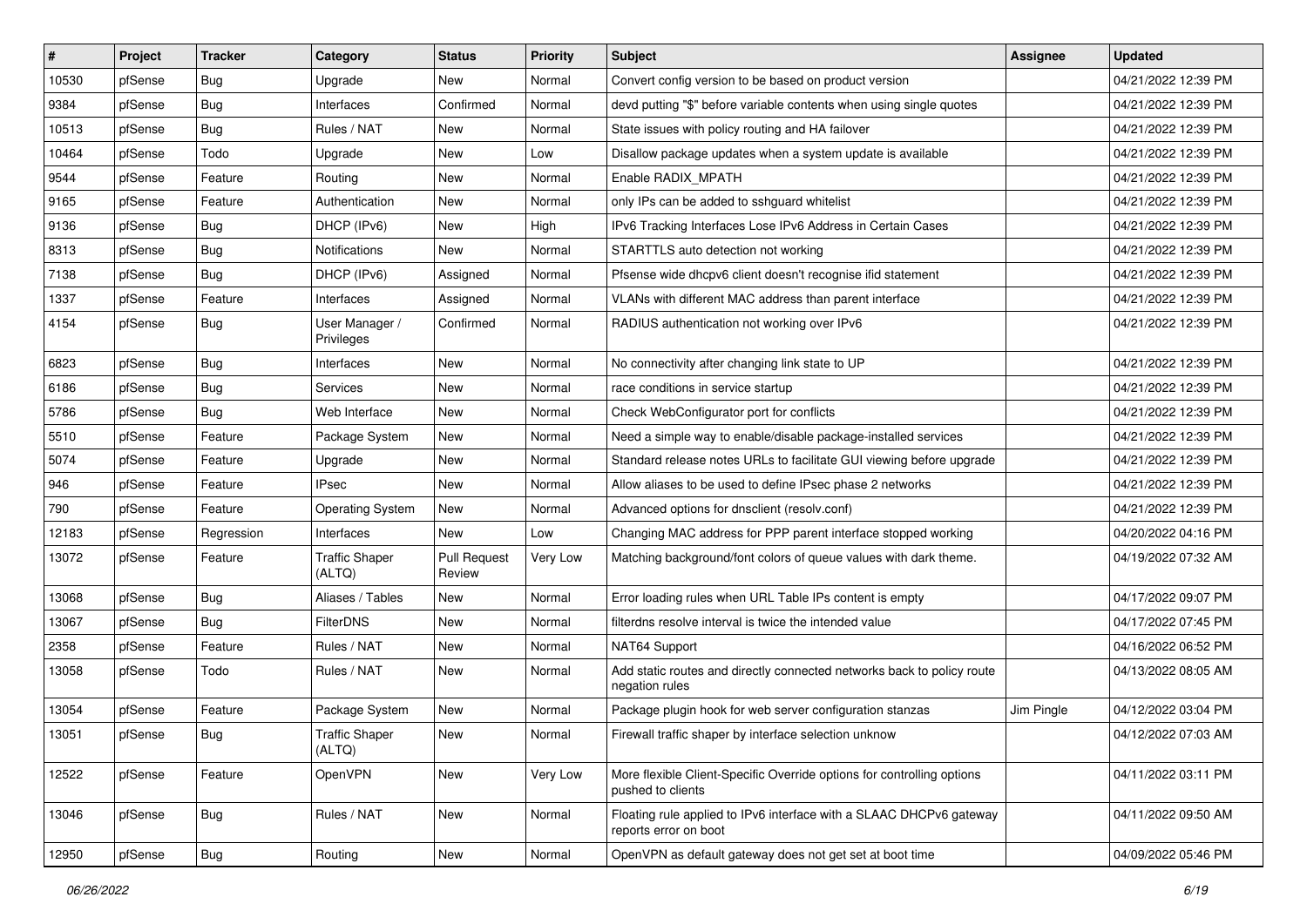| # | Project | Tracker | Category | Status | Priority | Subject | Assignee | Updated |
|---|---|---|---|---|---|---|---|---|
| 10530 | pfSense | Bug | Upgrade | New | Normal | Convert config version to be based on product version | | 04/21/2022 12:39 PM |
| 9384 | pfSense | Bug | Interfaces | Confirmed | Normal | devd putting "$" before variable contents when using single quotes | | 04/21/2022 12:39 PM |
| 10513 | pfSense | Bug | Rules / NAT | New | Normal | State issues with policy routing and HA failover | | 04/21/2022 12:39 PM |
| 10464 | pfSense | Todo | Upgrade | New | Low | Disallow package updates when a system update is available | | 04/21/2022 12:39 PM |
| 9544 | pfSense | Feature | Routing | New | Normal | Enable RADIX_MPATH | | 04/21/2022 12:39 PM |
| 9165 | pfSense | Feature | Authentication | New | Normal | only IPs can be added to sshguard whitelist | | 04/21/2022 12:39 PM |
| 9136 | pfSense | Bug | DHCP (IPv6) | New | High | IPv6 Tracking Interfaces Lose IPv6 Address in Certain Cases | | 04/21/2022 12:39 PM |
| 8313 | pfSense | Bug | Notifications | New | Normal | STARTTLS auto detection not working | | 04/21/2022 12:39 PM |
| 7138 | pfSense | Bug | DHCP (IPv6) | Assigned | Normal | Pfsense wide dhcpv6 client doesn't recognise ifid statement | | 04/21/2022 12:39 PM |
| 1337 | pfSense | Feature | Interfaces | Assigned | Normal | VLANs with different MAC address than parent interface | | 04/21/2022 12:39 PM |
| 4154 | pfSense | Bug | User Manager / Privileges | Confirmed | Normal | RADIUS authentication not working over IPv6 | | 04/21/2022 12:39 PM |
| 6823 | pfSense | Bug | Interfaces | New | Normal | No connectivity after changing link state to UP | | 04/21/2022 12:39 PM |
| 6186 | pfSense | Bug | Services | New | Normal | race conditions in service startup | | 04/21/2022 12:39 PM |
| 5786 | pfSense | Bug | Web Interface | New | Normal | Check WebConfigurator port for conflicts | | 04/21/2022 12:39 PM |
| 5510 | pfSense | Feature | Package System | New | Normal | Need a simple way to enable/disable package-installed services | | 04/21/2022 12:39 PM |
| 5074 | pfSense | Feature | Upgrade | New | Normal | Standard release notes URLs to facilitate GUI viewing before upgrade | | 04/21/2022 12:39 PM |
| 946 | pfSense | Feature | IPsec | New | Normal | Allow aliases to be used to define IPsec phase 2 networks | | 04/21/2022 12:39 PM |
| 790 | pfSense | Feature | Operating System | New | Normal | Advanced options for dnsclient (resolv.conf) | | 04/21/2022 12:39 PM |
| 12183 | pfSense | Regression | Interfaces | New | Low | Changing MAC address for PPP parent interface stopped working | | 04/20/2022 04:16 PM |
| 13072 | pfSense | Feature | Traffic Shaper (ALTQ) | Pull Request Review | Very Low | Matching background/font colors of queue values with dark theme. | | 04/19/2022 07:32 AM |
| 13068 | pfSense | Bug | Aliases / Tables | New | Normal | Error loading rules when URL Table IPs content is empty | | 04/17/2022 09:07 PM |
| 13067 | pfSense | Bug | FilterDNS | New | Normal | filterdns resolve interval is twice the intended value | | 04/17/2022 07:45 PM |
| 2358 | pfSense | Feature | Rules / NAT | New | Normal | NAT64 Support | | 04/16/2022 06:52 PM |
| 13058 | pfSense | Todo | Rules / NAT | New | Normal | Add static routes and directly connected networks back to policy route negation rules | | 04/13/2022 08:05 AM |
| 13054 | pfSense | Feature | Package System | New | Normal | Package plugin hook for web server configuration stanzas | Jim Pingle | 04/12/2022 03:04 PM |
| 13051 | pfSense | Bug | Traffic Shaper (ALTQ) | New | Normal | Firewall traffic shaper by interface selection unknow | | 04/12/2022 07:03 AM |
| 12522 | pfSense | Feature | OpenVPN | New | Very Low | More flexible Client-Specific Override options for controlling options pushed to clients | | 04/11/2022 03:11 PM |
| 13046 | pfSense | Bug | Rules / NAT | New | Normal | Floating rule applied to IPv6 interface with a SLAAC DHCPv6 gateway reports error on boot | | 04/11/2022 09:50 AM |
| 12950 | pfSense | Bug | Routing | New | Normal | OpenVPN as default gateway does not get set at boot time | | 04/09/2022 05:46 PM |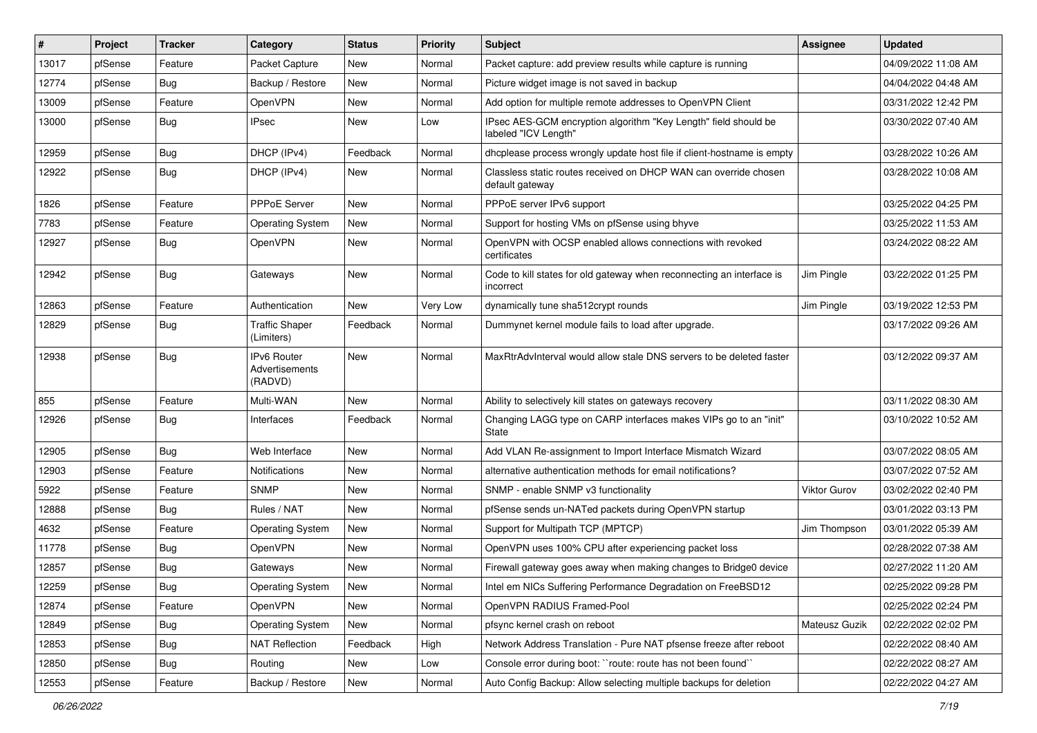| # | Project | Tracker | Category | Status | Priority | Subject | Assignee | Updated |
|---|---|---|---|---|---|---|---|---|
| 13017 | pfSense | Feature | Packet Capture | New | Normal | Packet capture: add preview results while capture is running | | 04/09/2022 11:08 AM |
| 12774 | pfSense | Bug | Backup / Restore | New | Normal | Picture widget image is not saved in backup | | 04/04/2022 04:48 AM |
| 13009 | pfSense | Feature | OpenVPN | New | Normal | Add option for multiple remote addresses to OpenVPN Client | | 03/31/2022 12:42 PM |
| 13000 | pfSense | Bug | IPsec | New | Low | IPsec AES-GCM encryption algorithm "Key Length" field should be labeled "ICV Length" | | 03/30/2022 07:40 AM |
| 12959 | pfSense | Bug | DHCP (IPv4) | Feedback | Normal | dhcplease process wrongly update host file if client-hostname is empty | | 03/28/2022 10:26 AM |
| 12922 | pfSense | Bug | DHCP (IPv4) | New | Normal | Classless static routes received on DHCP WAN can override chosen default gateway | | 03/28/2022 10:08 AM |
| 1826 | pfSense | Feature | PPPoE Server | New | Normal | PPPoE server IPv6 support | | 03/25/2022 04:25 PM |
| 7783 | pfSense | Feature | Operating System | New | Normal | Support for hosting VMs on pfSense using bhyve | | 03/25/2022 11:53 AM |
| 12927 | pfSense | Bug | OpenVPN | New | Normal | OpenVPN with OCSP enabled allows connections with revoked certificates | | 03/24/2022 08:22 AM |
| 12942 | pfSense | Bug | Gateways | New | Normal | Code to kill states for old gateway when reconnecting an interface is incorrect | Jim Pingle | 03/22/2022 01:25 PM |
| 12863 | pfSense | Feature | Authentication | New | Very Low | dynamically tune sha512crypt rounds | Jim Pingle | 03/19/2022 12:53 PM |
| 12829 | pfSense | Bug | Traffic Shaper (Limiters) | Feedback | Normal | Dummynet kernel module fails to load after upgrade. | | 03/17/2022 09:26 AM |
| 12938 | pfSense | Bug | IPv6 Router Advertisements (RADVD) | New | Normal | MaxRtrAdvInterval would allow stale DNS servers to be deleted faster | | 03/12/2022 09:37 AM |
| 855 | pfSense | Feature | Multi-WAN | New | Normal | Ability to selectively kill states on gateways recovery | | 03/11/2022 08:30 AM |
| 12926 | pfSense | Bug | Interfaces | Feedback | Normal | Changing LAGG type on CARP interfaces makes VIPs go to an "init" State | | 03/10/2022 10:52 AM |
| 12905 | pfSense | Bug | Web Interface | New | Normal | Add VLAN Re-assignment to Import Interface Mismatch Wizard | | 03/07/2022 08:05 AM |
| 12903 | pfSense | Feature | Notifications | New | Normal | alternative authentication methods for email notifications? | | 03/07/2022 07:52 AM |
| 5922 | pfSense | Feature | SNMP | New | Normal | SNMP - enable SNMP v3 functionality | Viktor Gurov | 03/02/2022 02:40 PM |
| 12888 | pfSense | Bug | Rules / NAT | New | Normal | pfSense sends un-NATed packets during OpenVPN startup | | 03/01/2022 03:13 PM |
| 4632 | pfSense | Feature | Operating System | New | Normal | Support for Multipath TCP (MPTCP) | Jim Thompson | 03/01/2022 05:39 AM |
| 11778 | pfSense | Bug | OpenVPN | New | Normal | OpenVPN uses 100% CPU after experiencing packet loss | | 02/28/2022 07:38 AM |
| 12857 | pfSense | Bug | Gateways | New | Normal | Firewall gateway goes away when making changes to Bridge0 device | | 02/27/2022 11:20 AM |
| 12259 | pfSense | Bug | Operating System | New | Normal | Intel em NICs Suffering Performance Degradation on FreeBSD12 | | 02/25/2022 09:28 PM |
| 12874 | pfSense | Feature | OpenVPN | New | Normal | OpenVPN RADIUS Framed-Pool | | 02/25/2022 02:24 PM |
| 12849 | pfSense | Bug | Operating System | New | Normal | pfsync kernel crash on reboot | Mateusz Guzik | 02/22/2022 02:02 PM |
| 12853 | pfSense | Bug | NAT Reflection | Feedback | High | Network Address Translation - Pure NAT pfsense freeze after reboot | | 02/22/2022 08:40 AM |
| 12850 | pfSense | Bug | Routing | New | Low | Console error during boot: ``route: route has not been found`` | | 02/22/2022 08:27 AM |
| 12553 | pfSense | Feature | Backup / Restore | New | Normal | Auto Config Backup: Allow selecting multiple backups for deletion | | 02/22/2022 04:27 AM |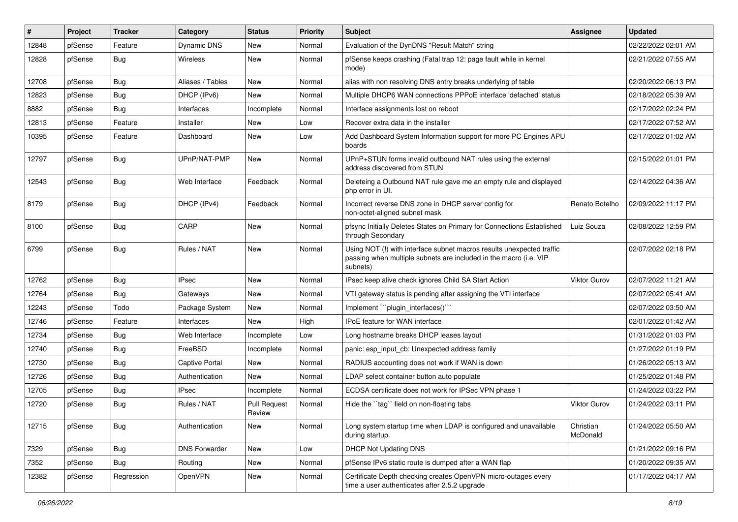| # | Project | Tracker | Category | Status | Priority | Subject | Assignee | Updated |
|---|---|---|---|---|---|---|---|---|
| 12848 | pfSense | Feature | Dynamic DNS | New | Normal | Evaluation of the DynDNS "Result Match" string | | 02/22/2022 02:01 AM |
| 12828 | pfSense | Bug | Wireless | New | Normal | pfSense keeps crashing (Fatal trap 12: page fault while in kernel mode) | | 02/21/2022 07:55 AM |
| 12708 | pfSense | Bug | Aliases / Tables | New | Normal | alias with non resolving DNS entry breaks underlying pf table | | 02/20/2022 06:13 PM |
| 12823 | pfSense | Bug | DHCP (IPv6) | New | Normal | Multiple DHCP6 WAN connections PPPoE interface 'defached' status | | 02/18/2022 05:39 AM |
| 8882 | pfSense | Bug | Interfaces | Incomplete | Normal | Interface assignments lost on reboot | | 02/17/2022 02:24 PM |
| 12813 | pfSense | Feature | Installer | New | Low | Recover extra data in the installer | | 02/17/2022 07:52 AM |
| 10395 | pfSense | Feature | Dashboard | New | Low | Add Dashboard System Information support for more PC Engines APU boards | | 02/17/2022 01:02 AM |
| 12797 | pfSense | Bug | UPnP/NAT-PMP | New | Normal | UPnP+STUN forms invalid outbound NAT rules using the external address discovered from STUN | | 02/15/2022 01:01 PM |
| 12543 | pfSense | Bug | Web Interface | Feedback | Normal | Deleteing a Outbound NAT rule gave me an empty rule and displayed php error in UI. | | 02/14/2022 04:36 AM |
| 8179 | pfSense | Bug | DHCP (IPv4) | Feedback | Normal | Incorrect reverse DNS zone in DHCP server config for non-octet-aligned subnet mask | Renato Botelho | 02/09/2022 11:17 PM |
| 8100 | pfSense | Bug | CARP | New | Normal | pfsync Initially Deletes States on Primary for Connections Established through Secondary | Luiz Souza | 02/08/2022 12:59 PM |
| 6799 | pfSense | Bug | Rules / NAT | New | Normal | Using NOT (!) with interface subnet macros results unexpected traffic passing when multiple subnets are included in the macro (i.e. VIP subnets) | | 02/07/2022 02:18 PM |
| 12762 | pfSense | Bug | IPsec | New | Normal | IPsec keep alive check ignores Child SA Start Action | Viktor Gurov | 02/07/2022 11:21 AM |
| 12764 | pfSense | Bug | Gateways | New | Normal | VTI gateway status is pending after assigning the VTI interface | | 02/07/2022 05:41 AM |
| 12243 | pfSense | Todo | Package System | New | Normal | Implement ```plugin_interfaces()``` | | 02/07/2022 03:50 AM |
| 12746 | pfSense | Feature | Interfaces | New | High | IPoE feature for WAN interface | | 02/01/2022 01:42 AM |
| 12734 | pfSense | Bug | Web Interface | Incomplete | Low | Long hostname breaks DHCP leases layout | | 01/31/2022 01:03 PM |
| 12740 | pfSense | Bug | FreeBSD | Incomplete | Normal | panic: esp_input_cb: Unexpected address family | | 01/27/2022 01:19 PM |
| 12730 | pfSense | Bug | Captive Portal | New | Normal | RADIUS accounting does not work if WAN is down | | 01/26/2022 05:13 AM |
| 12726 | pfSense | Bug | Authentication | New | Normal | LDAP select container button auto populate | | 01/25/2022 01:48 PM |
| 12705 | pfSense | Bug | IPsec | Incomplete | Normal | ECDSA certificate does not work for IPSec VPN phase 1 | | 01/24/2022 03:22 PM |
| 12720 | pfSense | Bug | Rules / NAT | Pull Request Review | Normal | Hide the ``tag`` field on non-floating tabs | Viktor Gurov | 01/24/2022 03:11 PM |
| 12715 | pfSense | Bug | Authentication | New | Normal | Long system startup time when LDAP is configured and unavailable during startup. | Christian McDonald | 01/24/2022 05:50 AM |
| 7329 | pfSense | Bug | DNS Forwarder | New | Low | DHCP Not Updating DNS | | 01/21/2022 09:16 PM |
| 7352 | pfSense | Bug | Routing | New | Normal | pfSense IPv6 static route is dumped after a WAN flap | | 01/20/2022 09:35 AM |
| 12382 | pfSense | Regression | OpenVPN | New | Normal | Certificate Depth checking creates OpenVPN micro-outages every time a user authenticates after 2.5.2 upgrade | | 01/17/2022 04:17 AM |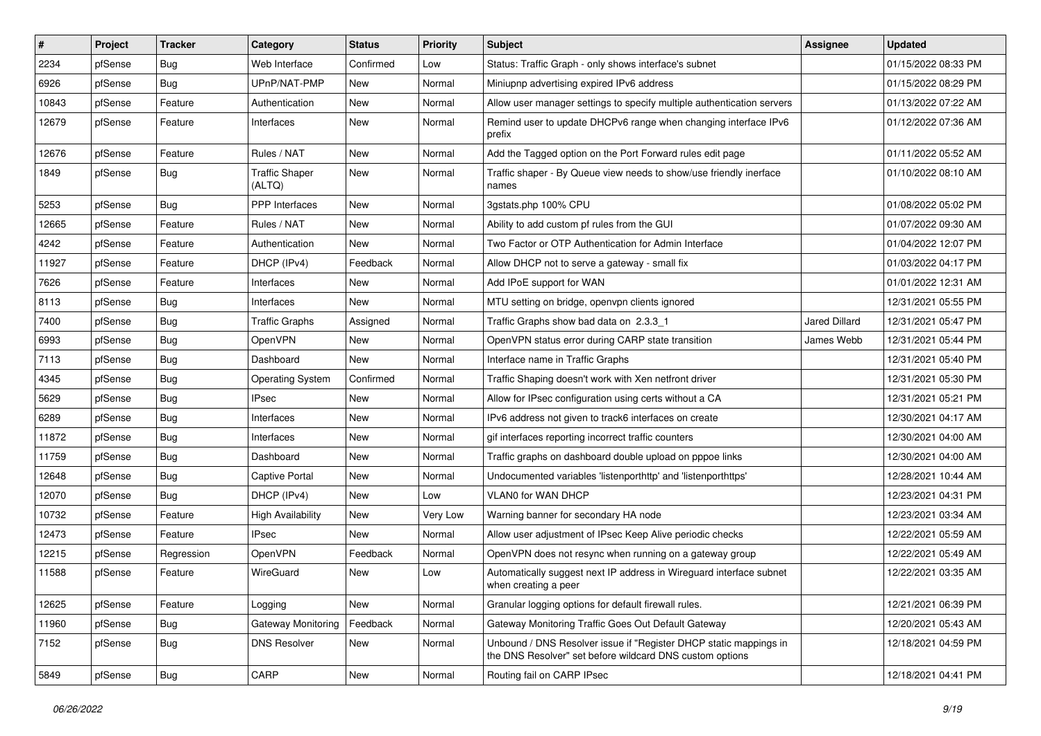| # | Project | Tracker | Category | Status | Priority | Subject | Assignee | Updated |
|---|---|---|---|---|---|---|---|---|
| 2234 | pfSense | Bug | Web Interface | Confirmed | Low | Status: Traffic Graph - only shows interface's subnet | | 01/15/2022 08:33 PM |
| 6926 | pfSense | Bug | UPnP/NAT-PMP | New | Normal | Miniupnp advertising expired IPv6 address | | 01/15/2022 08:29 PM |
| 10843 | pfSense | Feature | Authentication | New | Normal | Allow user manager settings to specify multiple authentication servers | | 01/13/2022 07:22 AM |
| 12679 | pfSense | Feature | Interfaces | New | Normal | Remind user to update DHCPv6 range when changing interface IPv6 prefix | | 01/12/2022 07:36 AM |
| 12676 | pfSense | Feature | Rules / NAT | New | Normal | Add the Tagged option on the Port Forward rules edit page | | 01/11/2022 05:52 AM |
| 1849 | pfSense | Bug | Traffic Shaper (ALTQ) | New | Normal | Traffic shaper - By Queue view needs to show/use friendly inerface names | | 01/10/2022 08:10 AM |
| 5253 | pfSense | Bug | PPP Interfaces | New | Normal | 3gstats.php 100% CPU | | 01/08/2022 05:02 PM |
| 12665 | pfSense | Feature | Rules / NAT | New | Normal | Ability to add custom pf rules from the GUI | | 01/07/2022 09:30 AM |
| 4242 | pfSense | Feature | Authentication | New | Normal | Two Factor or OTP Authentication for Admin Interface | | 01/04/2022 12:07 PM |
| 11927 | pfSense | Feature | DHCP (IPv4) | Feedback | Normal | Allow DHCP not to serve a gateway - small fix | | 01/03/2022 04:17 PM |
| 7626 | pfSense | Feature | Interfaces | New | Normal | Add IPoE support for WAN | | 01/01/2022 12:31 AM |
| 8113 | pfSense | Bug | Interfaces | New | Normal | MTU setting on bridge, openvpn clients ignored | | 12/31/2021 05:55 PM |
| 7400 | pfSense | Bug | Traffic Graphs | Assigned | Normal | Traffic Graphs show bad data on 2.3.3_1 | Jared Dillard | 12/31/2021 05:47 PM |
| 6993 | pfSense | Bug | OpenVPN | New | Normal | OpenVPN status error during CARP state transition | James Webb | 12/31/2021 05:44 PM |
| 7113 | pfSense | Bug | Dashboard | New | Normal | Interface name in Traffic Graphs | | 12/31/2021 05:40 PM |
| 4345 | pfSense | Bug | Operating System | Confirmed | Normal | Traffic Shaping doesn't work with Xen netfront driver | | 12/31/2021 05:30 PM |
| 5629 | pfSense | Bug | IPsec | New | Normal | Allow for IPsec configuration using certs without a CA | | 12/31/2021 05:21 PM |
| 6289 | pfSense | Bug | Interfaces | New | Normal | IPv6 address not given to track6 interfaces on create | | 12/30/2021 04:17 AM |
| 11872 | pfSense | Bug | Interfaces | New | Normal | gif interfaces reporting incorrect traffic counters | | 12/30/2021 04:00 AM |
| 11759 | pfSense | Bug | Dashboard | New | Normal | Traffic graphs on dashboard double upload on pppoe links | | 12/30/2021 04:00 AM |
| 12648 | pfSense | Bug | Captive Portal | New | Normal | Undocumented variables 'listenporthttp' and 'listenporthttps' | | 12/28/2021 10:44 AM |
| 12070 | pfSense | Bug | DHCP (IPv4) | New | Low | VLAN0 for WAN DHCP | | 12/23/2021 04:31 PM |
| 10732 | pfSense | Feature | High Availability | New | Very Low | Warning banner for secondary HA node | | 12/23/2021 03:34 AM |
| 12473 | pfSense | Feature | IPsec | New | Normal | Allow user adjustment of IPsec Keep Alive periodic checks | | 12/22/2021 05:59 AM |
| 12215 | pfSense | Regression | OpenVPN | Feedback | Normal | OpenVPN does not resync when running on a gateway group | | 12/22/2021 05:49 AM |
| 11588 | pfSense | Feature | WireGuard | New | Low | Automatically suggest next IP address in Wireguard interface subnet when creating a peer | | 12/22/2021 03:35 AM |
| 12625 | pfSense | Feature | Logging | New | Normal | Granular logging options for default firewall rules. | | 12/21/2021 06:39 PM |
| 11960 | pfSense | Bug | Gateway Monitoring | Feedback | Normal | Gateway Monitoring Traffic Goes Out Default Gateway | | 12/20/2021 05:43 AM |
| 7152 | pfSense | Bug | DNS Resolver | New | Normal | Unbound / DNS Resolver issue if "Register DHCP static mappings in the DNS Resolver" set before wildcard DNS custom options | | 12/18/2021 04:59 PM |
| 5849 | pfSense | Bug | CARP | New | Normal | Routing fail on CARP IPsec | | 12/18/2021 04:41 PM |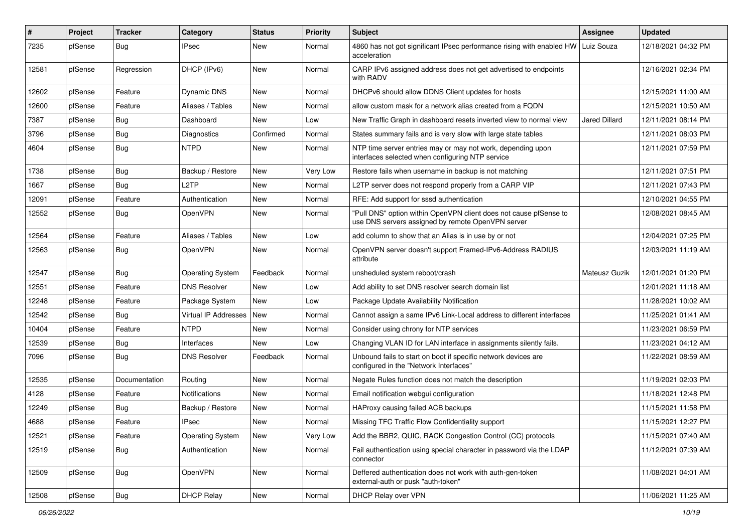| # | Project | Tracker | Category | Status | Priority | Subject | Assignee | Updated |
|---|---|---|---|---|---|---|---|---|
| 7235 | pfSense | Bug | IPsec | New | Normal | 4860 has not got significant IPsec performance rising with enabled HW acceleration | Luiz Souza | 12/18/2021 04:32 PM |
| 12581 | pfSense | Regression | DHCP (IPv6) | New | Normal | CARP IPv6 assigned address does not get advertised to endpoints with RADV | | 12/16/2021 02:34 PM |
| 12602 | pfSense | Feature | Dynamic DNS | New | Normal | DHCPv6 should allow DDNS Client updates for hosts | | 12/15/2021 11:00 AM |
| 12600 | pfSense | Feature | Aliases / Tables | New | Normal | allow custom mask for a network alias created from a FQDN | | 12/15/2021 10:50 AM |
| 7387 | pfSense | Bug | Dashboard | New | Low | New Traffic Graph in dashboard resets inverted view to normal view | Jared Dillard | 12/11/2021 08:14 PM |
| 3796 | pfSense | Bug | Diagnostics | Confirmed | Normal | States summary fails and is very slow with large state tables | | 12/11/2021 08:03 PM |
| 4604 | pfSense | Bug | NTPD | New | Normal | NTP time server entries may or may not work, depending upon interfaces selected when configuring NTP service | | 12/11/2021 07:59 PM |
| 1738 | pfSense | Bug | Backup / Restore | New | Very Low | Restore fails when username in backup is not matching | | 12/11/2021 07:51 PM |
| 1667 | pfSense | Bug | L2TP | New | Normal | L2TP server does not respond properly from a CARP VIP | | 12/11/2021 07:43 PM |
| 12091 | pfSense | Feature | Authentication | New | Normal | RFE: Add support for sssd authentication | | 12/10/2021 04:55 PM |
| 12552 | pfSense | Bug | OpenVPN | New | Normal | "Pull DNS" option within OpenVPN client does not cause pfSense to use DNS servers assigned by remote OpenVPN server | | 12/08/2021 08:45 AM |
| 12564 | pfSense | Feature | Aliases / Tables | New | Low | add column to show that an Alias is in use by or not | | 12/04/2021 07:25 PM |
| 12563 | pfSense | Bug | OpenVPN | New | Normal | OpenVPN server doesn't support Framed-IPv6-Address RADIUS attribute | | 12/03/2021 11:19 AM |
| 12547 | pfSense | Bug | Operating System | Feedback | Normal | unsheduled system reboot/crash | Mateusz Guzik | 12/01/2021 01:20 PM |
| 12551 | pfSense | Feature | DNS Resolver | New | Low | Add ability to set DNS resolver search domain list | | 12/01/2021 11:18 AM |
| 12248 | pfSense | Feature | Package System | New | Low | Package Update Availability Notification | | 11/28/2021 10:02 AM |
| 12542 | pfSense | Bug | Virtual IP Addresses | New | Normal | Cannot assign a same IPv6 Link-Local address to different interfaces | | 11/25/2021 01:41 AM |
| 10404 | pfSense | Feature | NTPD | New | Normal | Consider using chrony for NTP services | | 11/23/2021 06:59 PM |
| 12539 | pfSense | Bug | Interfaces | New | Low | Changing VLAN ID for LAN interface in assignments silently fails. | | 11/23/2021 04:12 AM |
| 7096 | pfSense | Bug | DNS Resolver | Feedback | Normal | Unbound fails to start on boot if specific network devices are configured in the "Network Interfaces" | | 11/22/2021 08:59 AM |
| 12535 | pfSense | Documentation | Routing | New | Normal | Negate Rules function does not match the description | | 11/19/2021 02:03 PM |
| 4128 | pfSense | Feature | Notifications | New | Normal | Email notification webgui configuration | | 11/18/2021 12:48 PM |
| 12249 | pfSense | Bug | Backup / Restore | New | Normal | HAProxy causing failed ACB backups | | 11/15/2021 11:58 PM |
| 4688 | pfSense | Feature | IPsec | New | Normal | Missing TFC Traffic Flow Confidentiality support | | 11/15/2021 12:27 PM |
| 12521 | pfSense | Feature | Operating System | New | Very Low | Add the BBR2, QUIC, RACK Congestion Control (CC) protocols | | 11/15/2021 07:40 AM |
| 12519 | pfSense | Bug | Authentication | New | Normal | Fail authentication using special character in password via the LDAP connector | | 11/12/2021 07:39 AM |
| 12509 | pfSense | Bug | OpenVPN | New | Normal | Deffered authentication does not work with auth-gen-token external-auth or pusk "auth-token" | | 11/08/2021 04:01 AM |
| 12508 | pfSense | Bug | DHCP Relay | New | Normal | DHCP Relay over VPN | | 11/06/2021 11:25 AM |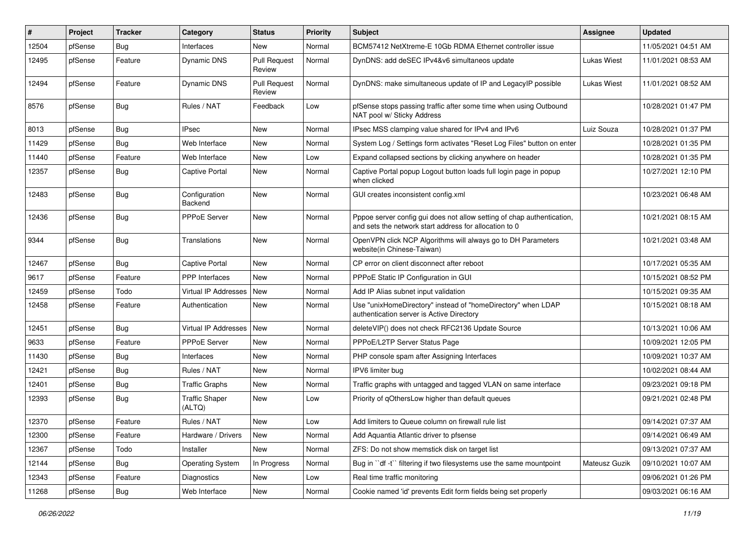| # | Project | Tracker | Category | Status | Priority | Subject | Assignee | Updated |
|---|---|---|---|---|---|---|---|---|
| 12504 | pfSense | Bug | Interfaces | New | Normal | BCM57412 NetXtreme-E 10Gb RDMA Ethernet controller issue | | 11/05/2021 04:51 AM |
| 12495 | pfSense | Feature | Dynamic DNS | Pull Request Review | Normal | DynDNS: add deSEC IPv4&v6 simultaneos update | Lukas Wiest | 11/01/2021 08:53 AM |
| 12494 | pfSense | Feature | Dynamic DNS | Pull Request Review | Normal | DynDNS: make simultaneous update of IP and LegacyIP possible | Lukas Wiest | 11/01/2021 08:52 AM |
| 8576 | pfSense | Bug | Rules / NAT | Feedback | Low | pfSense stops passing traffic after some time when using Outbound NAT pool w/ Sticky Address | | 10/28/2021 01:47 PM |
| 8013 | pfSense | Bug | IPsec | New | Normal | IPsec MSS clamping value shared for IPv4 and IPv6 | Luiz Souza | 10/28/2021 01:37 PM |
| 11429 | pfSense | Bug | Web Interface | New | Normal | System Log / Settings form activates "Reset Log Files" button on enter | | 10/28/2021 01:35 PM |
| 11440 | pfSense | Feature | Web Interface | New | Low | Expand collapsed sections by clicking anywhere on header | | 10/28/2021 01:35 PM |
| 12357 | pfSense | Bug | Captive Portal | New | Normal | Captive Portal popup Logout button loads full login page in popup when clicked | | 10/27/2021 12:10 PM |
| 12483 | pfSense | Bug | Configuration Backend | New | Normal | GUI creates inconsistent config.xml | | 10/23/2021 06:48 AM |
| 12436 | pfSense | Bug | PPPoE Server | New | Normal | Pppoe server config gui does not allow setting of chap authentication, and sets the network start address for allocation to 0 | | 10/21/2021 08:15 AM |
| 9344 | pfSense | Bug | Translations | New | Normal | OpenVPN click NCP Algorithms will always go to DH Parameters website(in Chinese-Taiwan) | | 10/21/2021 03:48 AM |
| 12467 | pfSense | Bug | Captive Portal | New | Normal | CP error on client disconnect after reboot | | 10/17/2021 05:35 AM |
| 9617 | pfSense | Feature | PPP Interfaces | New | Normal | PPPoE Static IP Configuration in GUI | | 10/15/2021 08:52 PM |
| 12459 | pfSense | Todo | Virtual IP Addresses | New | Normal | Add IP Alias subnet input validation | | 10/15/2021 09:35 AM |
| 12458 | pfSense | Feature | Authentication | New | Normal | Use "unixHomeDirectory" instead of "homeDirectory" when LDAP authentication server is Active Directory | | 10/15/2021 08:18 AM |
| 12451 | pfSense | Bug | Virtual IP Addresses | New | Normal | deleteVIP() does not check RFC2136 Update Source | | 10/13/2021 10:06 AM |
| 9633 | pfSense | Feature | PPPoE Server | New | Normal | PPPoE/L2TP Server Status Page | | 10/09/2021 12:05 PM |
| 11430 | pfSense | Bug | Interfaces | New | Normal | PHP console spam after Assigning Interfaces | | 10/09/2021 10:37 AM |
| 12421 | pfSense | Bug | Rules / NAT | New | Normal | IPV6 limiter bug | | 10/02/2021 08:44 AM |
| 12401 | pfSense | Bug | Traffic Graphs | New | Normal | Traffic graphs with untagged and tagged VLAN on same interface | | 09/23/2021 09:18 PM |
| 12393 | pfSense | Bug | Traffic Shaper (ALTQ) | New | Low | Priority of qOthersLow higher than default queues | | 09/21/2021 02:48 PM |
| 12370 | pfSense | Feature | Rules / NAT | New | Low | Add limiters to Queue column on firewall rule list | | 09/14/2021 07:37 AM |
| 12300 | pfSense | Feature | Hardware / Drivers | New | Normal | Add Aquantia Atlantic driver to pfsense | | 09/14/2021 06:49 AM |
| 12367 | pfSense | Todo | Installer | New | Normal | ZFS: Do not show memstick disk on target list | | 09/13/2021 07:37 AM |
| 12144 | pfSense | Bug | Operating System | In Progress | Normal | Bug in ``df -t`` filtering if two filesystems use the same mountpoint | Mateusz Guzik | 09/10/2021 10:07 AM |
| 12343 | pfSense | Feature | Diagnostics | New | Low | Real time traffic monitoring | | 09/06/2021 01:26 PM |
| 11268 | pfSense | Bug | Web Interface | New | Normal | Cookie named 'id' prevents Edit form fields being set properly | | 09/03/2021 06:16 AM |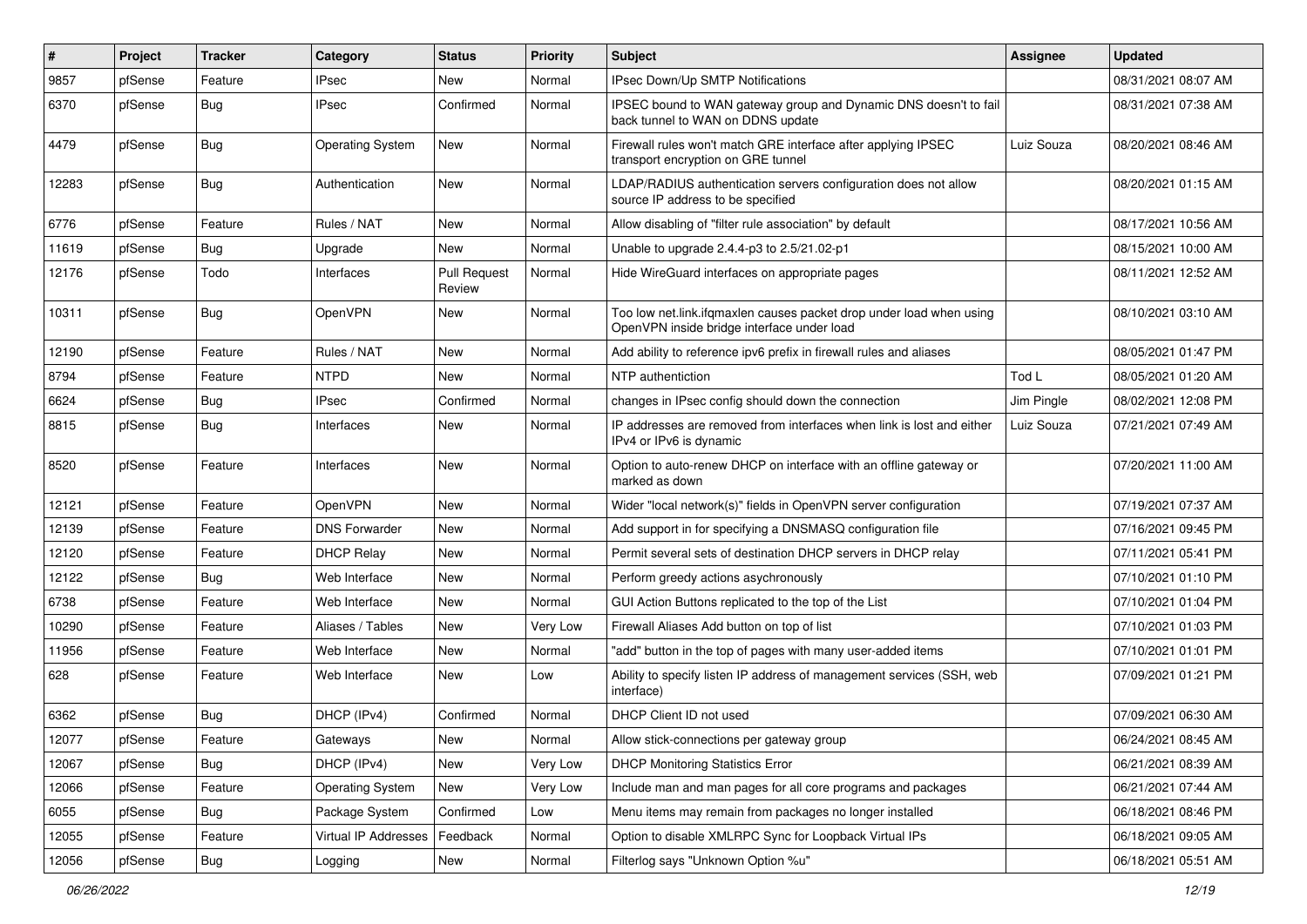| # | Project | Tracker | Category | Status | Priority | Subject | Assignee | Updated |
| --- | --- | --- | --- | --- | --- | --- | --- | --- |
| 9857 | pfSense | Feature | IPsec | New | Normal | IPsec Down/Up SMTP Notifications | | 08/31/2021 08:07 AM |
| 6370 | pfSense | Bug | IPsec | Confirmed | Normal | IPSEC bound to WAN gateway group and Dynamic DNS doesn't to fail back tunnel to WAN on DDNS update | | 08/31/2021 07:38 AM |
| 4479 | pfSense | Bug | Operating System | New | Normal | Firewall rules won't match GRE interface after applying IPSEC transport encryption on GRE tunnel | Luiz Souza | 08/20/2021 08:46 AM |
| 12283 | pfSense | Bug | Authentication | New | Normal | LDAP/RADIUS authentication servers configuration does not allow source IP address to be specified | | 08/20/2021 01:15 AM |
| 6776 | pfSense | Feature | Rules / NAT | New | Normal | Allow disabling of "filter rule association" by default | | 08/17/2021 10:56 AM |
| 11619 | pfSense | Bug | Upgrade | New | Normal | Unable to upgrade 2.4.4-p3 to 2.5/21.02-p1 | | 08/15/2021 10:00 AM |
| 12176 | pfSense | Todo | Interfaces | Pull Request Review | Normal | Hide WireGuard interfaces on appropriate pages | | 08/11/2021 12:52 AM |
| 10311 | pfSense | Bug | OpenVPN | New | Normal | Too low net.link.ifqmaxlen causes packet drop under load when using OpenVPN inside bridge interface under load | | 08/10/2021 03:10 AM |
| 12190 | pfSense | Feature | Rules / NAT | New | Normal | Add ability to reference ipv6 prefix in firewall rules and aliases | | 08/05/2021 01:47 PM |
| 8794 | pfSense | Feature | NTPD | New | Normal | NTP authentiction | Tod L | 08/05/2021 01:20 AM |
| 6624 | pfSense | Bug | IPsec | Confirmed | Normal | changes in IPsec config should down the connection | Jim Pingle | 08/02/2021 12:08 PM |
| 8815 | pfSense | Bug | Interfaces | New | Normal | IP addresses are removed from interfaces when link is lost and either IPv4 or IPv6 is dynamic | Luiz Souza | 07/21/2021 07:49 AM |
| 8520 | pfSense | Feature | Interfaces | New | Normal | Option to auto-renew DHCP on interface with an offline gateway or marked as down | | 07/20/2021 11:00 AM |
| 12121 | pfSense | Feature | OpenVPN | New | Normal | Wider "local network(s)" fields in OpenVPN server configuration | | 07/19/2021 07:37 AM |
| 12139 | pfSense | Feature | DNS Forwarder | New | Normal | Add support in for specifying a DNSMASQ configuration file | | 07/16/2021 09:45 PM |
| 12120 | pfSense | Feature | DHCP Relay | New | Normal | Permit several sets of destination DHCP servers in DHCP relay | | 07/11/2021 05:41 PM |
| 12122 | pfSense | Bug | Web Interface | New | Normal | Perform greedy actions asychronously | | 07/10/2021 01:10 PM |
| 6738 | pfSense | Feature | Web Interface | New | Normal | GUI Action Buttons replicated to the top of the List | | 07/10/2021 01:04 PM |
| 10290 | pfSense | Feature | Aliases / Tables | New | Very Low | Firewall Aliases Add button on top of list | | 07/10/2021 01:03 PM |
| 11956 | pfSense | Feature | Web Interface | New | Normal | "add" button in the top of pages with many user-added items | | 07/10/2021 01:01 PM |
| 628 | pfSense | Feature | Web Interface | New | Low | Ability to specify listen IP address of management services (SSH, web interface) | | 07/09/2021 01:21 PM |
| 6362 | pfSense | Bug | DHCP (IPv4) | Confirmed | Normal | DHCP Client ID not used | | 07/09/2021 06:30 AM |
| 12077 | pfSense | Feature | Gateways | New | Normal | Allow stick-connections per gateway group | | 06/24/2021 08:45 AM |
| 12067 | pfSense | Bug | DHCP (IPv4) | New | Very Low | DHCP Monitoring Statistics Error | | 06/21/2021 08:39 AM |
| 12066 | pfSense | Feature | Operating System | New | Very Low | Include man and man pages for all core programs and packages | | 06/21/2021 07:44 AM |
| 6055 | pfSense | Bug | Package System | Confirmed | Low | Menu items may remain from packages no longer installed | | 06/18/2021 08:46 PM |
| 12055 | pfSense | Feature | Virtual IP Addresses | Feedback | Normal | Option to disable XMLRPC Sync for Loopback Virtual IPs | | 06/18/2021 09:05 AM |
| 12056 | pfSense | Bug | Logging | New | Normal | Filterlog says "Unknown Option %u" | | 06/18/2021 05:51 AM |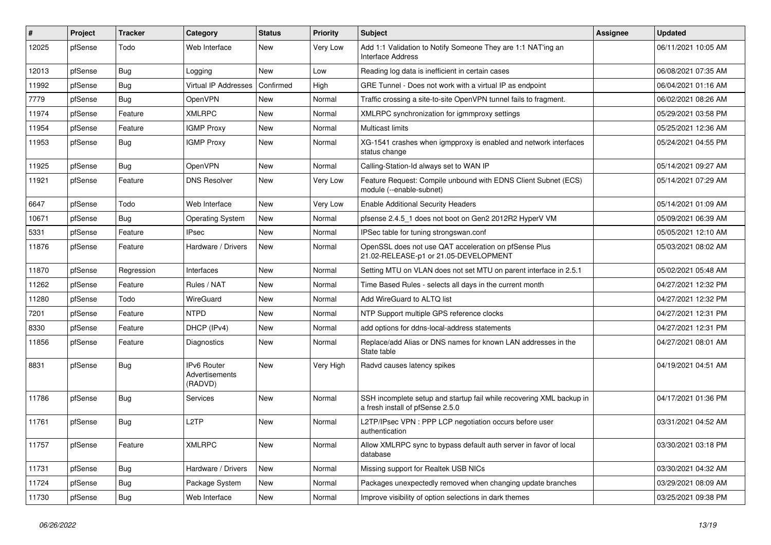| # | Project | Tracker | Category | Status | Priority | Subject | Assignee | Updated |
|---|---|---|---|---|---|---|---|---|
| 12025 | pfSense | Todo | Web Interface | New | Very Low | Add 1:1 Validation to Notify Someone They are 1:1 NAT'ing an Interface Address | | 06/11/2021 10:05 AM |
| 12013 | pfSense | Bug | Logging | New | Low | Reading log data is inefficient in certain cases | | 06/08/2021 07:35 AM |
| 11992 | pfSense | Bug | Virtual IP Addresses | Confirmed | High | GRE Tunnel - Does not work with a virtual IP as endpoint | | 06/04/2021 01:16 AM |
| 7779 | pfSense | Bug | OpenVPN | New | Normal | Traffic crossing a site-to-site OpenVPN tunnel fails to fragment. | | 06/02/2021 08:26 AM |
| 11974 | pfSense | Feature | XMLRPC | New | Normal | XMLRPC synchronization for igmmproxy settings | | 05/29/2021 03:58 PM |
| 11954 | pfSense | Feature | IGMP Proxy | New | Normal | Multicast limits | | 05/25/2021 12:36 AM |
| 11953 | pfSense | Bug | IGMP Proxy | New | Normal | XG-1541 crashes when igmpproxy is enabled and network interfaces status change | | 05/24/2021 04:55 PM |
| 11925 | pfSense | Bug | OpenVPN | New | Normal | Calling-Station-Id always set to WAN IP | | 05/14/2021 09:27 AM |
| 11921 | pfSense | Feature | DNS Resolver | New | Very Low | Feature Request: Compile unbound with EDNS Client Subnet (ECS) module (--enable-subnet) | | 05/14/2021 07:29 AM |
| 6647 | pfSense | Todo | Web Interface | New | Very Low | Enable Additional Security Headers | | 05/14/2021 01:09 AM |
| 10671 | pfSense | Bug | Operating System | New | Normal | pfsense 2.4.5_1 does not boot on Gen2 2012R2 HyperV VM | | 05/09/2021 06:39 AM |
| 5331 | pfSense | Feature | IPsec | New | Normal | IPSec table for tuning strongswan.conf | | 05/05/2021 12:10 AM |
| 11876 | pfSense | Feature | Hardware / Drivers | New | Normal | OpenSSL does not use QAT acceleration on pfSense Plus 21.02-RELEASE-p1 or 21.05-DEVELOPMENT | | 05/03/2021 08:02 AM |
| 11870 | pfSense | Regression | Interfaces | New | Normal | Setting MTU on VLAN does not set MTU on parent interface in 2.5.1 | | 05/02/2021 05:48 AM |
| 11262 | pfSense | Feature | Rules / NAT | New | Normal | Time Based Rules - selects all days in the current month | | 04/27/2021 12:32 PM |
| 11280 | pfSense | Todo | WireGuard | New | Normal | Add WireGuard to ALTQ list | | 04/27/2021 12:32 PM |
| 7201 | pfSense | Feature | NTPD | New | Normal | NTP Support multiple GPS reference clocks | | 04/27/2021 12:31 PM |
| 8330 | pfSense | Feature | DHCP (IPv4) | New | Normal | add options for ddns-local-address statements | | 04/27/2021 12:31 PM |
| 11856 | pfSense | Feature | Diagnostics | New | Normal | Replace/add Alias or DNS names for known LAN addresses in the State table | | 04/27/2021 08:01 AM |
| 8831 | pfSense | Bug | IPv6 Router Advertisements (RADVD) | New | Very High | Radvd causes latency spikes | | 04/19/2021 04:51 AM |
| 11786 | pfSense | Bug | Services | New | Normal | SSH incomplete setup and startup fail while recovering XML backup in a fresh install of pfSense 2.5.0 | | 04/17/2021 01:36 PM |
| 11761 | pfSense | Bug | L2TP | New | Normal | L2TP/IPsec VPN : PPP LCP negotiation occurs before user authentication | | 03/31/2021 04:52 AM |
| 11757 | pfSense | Feature | XMLRPC | New | Normal | Allow XMLRPC sync to bypass default auth server in favor of local database | | 03/30/2021 03:18 PM |
| 11731 | pfSense | Bug | Hardware / Drivers | New | Normal | Missing support for Realtek USB NICs | | 03/30/2021 04:32 AM |
| 11724 | pfSense | Bug | Package System | New | Normal | Packages unexpectedly removed when changing update branches | | 03/29/2021 08:09 AM |
| 11730 | pfSense | Bug | Web Interface | New | Normal | Improve visibility of option selections in dark themes | | 03/25/2021 09:38 PM |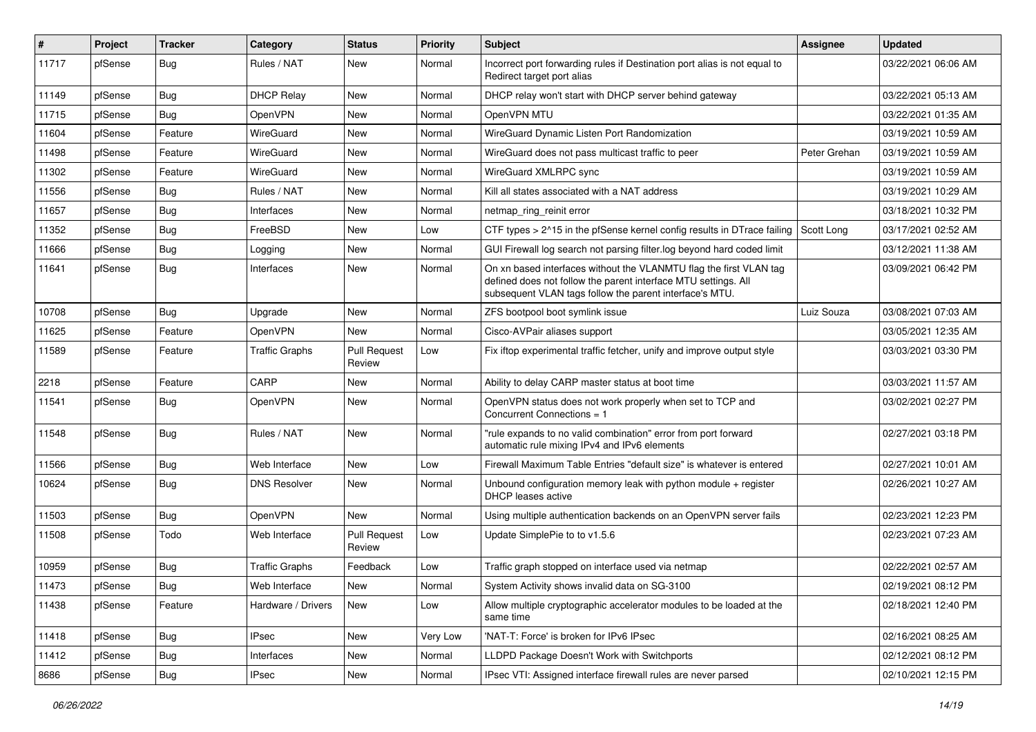| # | Project | Tracker | Category | Status | Priority | Subject | Assignee | Updated |
|---|---|---|---|---|---|---|---|---|
| 11717 | pfSense | Bug | Rules / NAT | New | Normal | Incorrect port forwarding rules if Destination port alias is not equal to Redirect target port alias | | 03/22/2021 06:06 AM |
| 11149 | pfSense | Bug | DHCP Relay | New | Normal | DHCP relay won't start with DHCP server behind gateway | | 03/22/2021 05:13 AM |
| 11715 | pfSense | Bug | OpenVPN | New | Normal | OpenVPN MTU | | 03/22/2021 01:35 AM |
| 11604 | pfSense | Feature | WireGuard | New | Normal | WireGuard Dynamic Listen Port Randomization | | 03/19/2021 10:59 AM |
| 11498 | pfSense | Feature | WireGuard | New | Normal | WireGuard does not pass multicast traffic to peer | Peter Grehan | 03/19/2021 10:59 AM |
| 11302 | pfSense | Feature | WireGuard | New | Normal | WireGuard XMLRPC sync | | 03/19/2021 10:59 AM |
| 11556 | pfSense | Bug | Rules / NAT | New | Normal | Kill all states associated with a NAT address | | 03/19/2021 10:29 AM |
| 11657 | pfSense | Bug | Interfaces | New | Normal | netmap_ring_reinit error | | 03/18/2021 10:32 PM |
| 11352 | pfSense | Bug | FreeBSD | New | Low | CTF types > 2^15 in the pfSense kernel config results in DTrace failing | Scott Long | 03/17/2021 02:52 AM |
| 11666 | pfSense | Bug | Logging | New | Normal | GUI Firewall log search not parsing filter.log beyond hard coded limit | | 03/12/2021 11:38 AM |
| 11641 | pfSense | Bug | Interfaces | New | Normal | On xn based interfaces without the VLANMTU flag the first VLAN tag defined does not follow the parent interface MTU settings. All subsequent VLAN tags follow the parent interface's MTU. | | 03/09/2021 06:42 PM |
| 10708 | pfSense | Bug | Upgrade | New | Normal | ZFS bootpool boot symlink issue | Luiz Souza | 03/08/2021 07:03 AM |
| 11625 | pfSense | Feature | OpenVPN | New | Normal | Cisco-AVPair aliases support | | 03/05/2021 12:35 AM |
| 11589 | pfSense | Feature | Traffic Graphs | Pull Request Review | Low | Fix iftop experimental traffic fetcher, unify and improve output style | | 03/03/2021 03:30 PM |
| 2218 | pfSense | Feature | CARP | New | Normal | Ability to delay CARP master status at boot time | | 03/03/2021 11:57 AM |
| 11541 | pfSense | Bug | OpenVPN | New | Normal | OpenVPN status does not work properly when set to TCP and Concurrent Connections = 1 | | 03/02/2021 02:27 PM |
| 11548 | pfSense | Bug | Rules / NAT | New | Normal | "rule expands to no valid combination" error from port forward automatic rule mixing IPv4 and IPv6 elements | | 02/27/2021 03:18 PM |
| 11566 | pfSense | Bug | Web Interface | New | Low | Firewall Maximum Table Entries "default size" is whatever is entered | | 02/27/2021 10:01 AM |
| 10624 | pfSense | Bug | DNS Resolver | New | Normal | Unbound configuration memory leak with python module + register DHCP leases active | | 02/26/2021 10:27 AM |
| 11503 | pfSense | Bug | OpenVPN | New | Normal | Using multiple authentication backends on an OpenVPN server fails | | 02/23/2021 12:23 PM |
| 11508 | pfSense | Todo | Web Interface | Pull Request Review | Low | Update SimplePie to to v1.5.6 | | 02/23/2021 07:23 AM |
| 10959 | pfSense | Bug | Traffic Graphs | Feedback | Low | Traffic graph stopped on interface used via netmap | | 02/22/2021 02:57 AM |
| 11473 | pfSense | Bug | Web Interface | New | Normal | System Activity shows invalid data on SG-3100 | | 02/19/2021 08:12 PM |
| 11438 | pfSense | Feature | Hardware / Drivers | New | Low | Allow multiple cryptographic accelerator modules to be loaded at the same time | | 02/18/2021 12:40 PM |
| 11418 | pfSense | Bug | IPsec | New | Very Low | 'NAT-T: Force' is broken for IPv6 IPsec | | 02/16/2021 08:25 AM |
| 11412 | pfSense | Bug | Interfaces | New | Normal | LLDPD Package Doesn't Work with Switchports | | 02/12/2021 08:12 PM |
| 8686 | pfSense | Bug | IPsec | New | Normal | IPsec VTI: Assigned interface firewall rules are never parsed | | 02/10/2021 12:15 PM |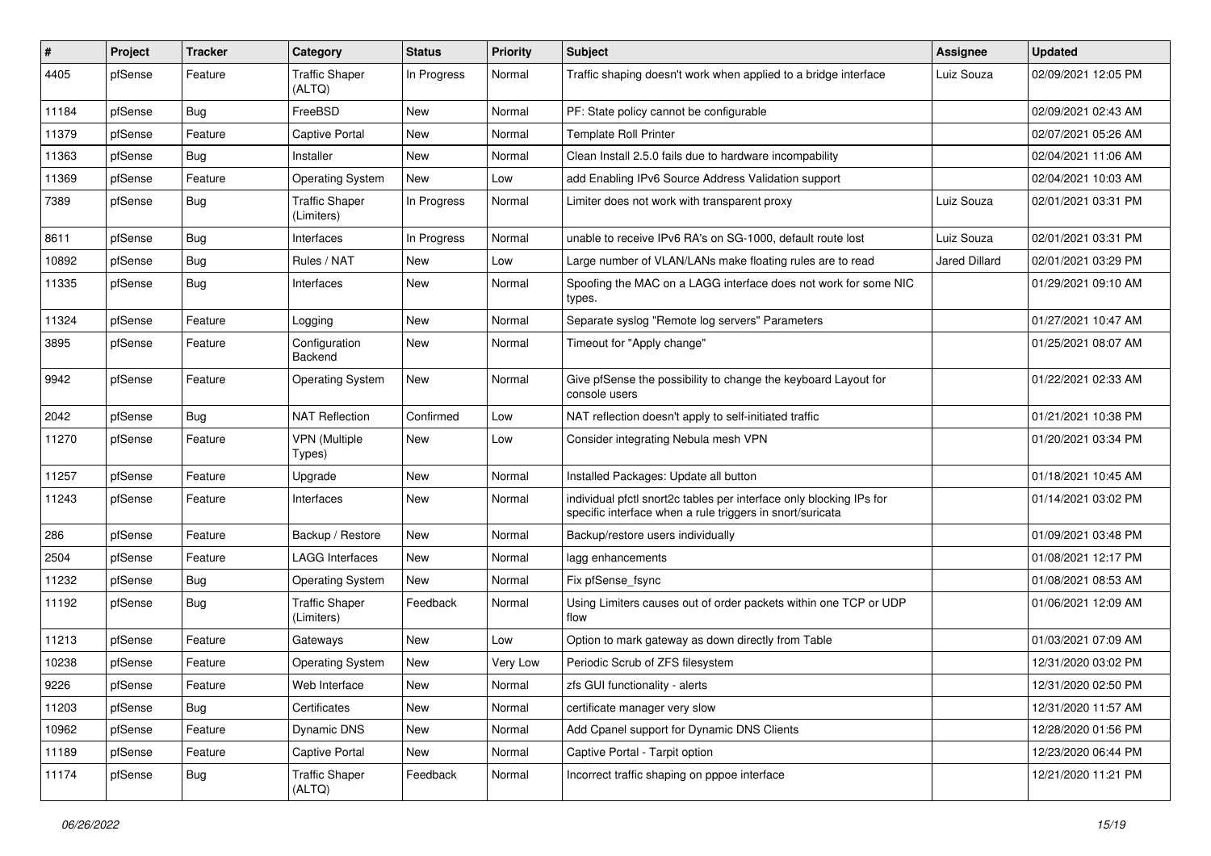| # | Project | Tracker | Category | Status | Priority | Subject | Assignee | Updated |
| --- | --- | --- | --- | --- | --- | --- | --- | --- |
| 4405 | pfSense | Feature | Traffic Shaper (ALTQ) | In Progress | Normal | Traffic shaping doesn't work when applied to a bridge interface | Luiz Souza | 02/09/2021 12:05 PM |
| 11184 | pfSense | Bug | FreeBSD | New | Normal | PF: State policy cannot be configurable |  | 02/09/2021 02:43 AM |
| 11379 | pfSense | Feature | Captive Portal | New | Normal | Template Roll Printer |  | 02/07/2021 05:26 AM |
| 11363 | pfSense | Bug | Installer | New | Normal | Clean Install 2.5.0 fails due to hardware incompability |  | 02/04/2021 11:06 AM |
| 11369 | pfSense | Feature | Operating System | New | Low | add Enabling IPv6 Source Address Validation support |  | 02/04/2021 10:03 AM |
| 7389 | pfSense | Bug | Traffic Shaper (Limiters) | In Progress | Normal | Limiter does not work with transparent proxy | Luiz Souza | 02/01/2021 03:31 PM |
| 8611 | pfSense | Bug | Interfaces | In Progress | Normal | unable to receive IPv6 RA's on SG-1000, default route lost | Luiz Souza | 02/01/2021 03:31 PM |
| 10892 | pfSense | Bug | Rules / NAT | New | Low | Large number of VLAN/LANs make floating rules are to read | Jared Dillard | 02/01/2021 03:29 PM |
| 11335 | pfSense | Bug | Interfaces | New | Normal | Spoofing the MAC on a LAGG interface does not work for some NIC types. |  | 01/29/2021 09:10 AM |
| 11324 | pfSense | Feature | Logging | New | Normal | Separate syslog "Remote log servers" Parameters |  | 01/27/2021 10:47 AM |
| 3895 | pfSense | Feature | Configuration Backend | New | Normal | Timeout for "Apply change" |  | 01/25/2021 08:07 AM |
| 9942 | pfSense | Feature | Operating System | New | Normal | Give pfSense the possibility to change the keyboard Layout for console users |  | 01/22/2021 02:33 AM |
| 2042 | pfSense | Bug | NAT Reflection | Confirmed | Low | NAT reflection doesn't apply to self-initiated traffic |  | 01/21/2021 10:38 PM |
| 11270 | pfSense | Feature | VPN (Multiple Types) | New | Low | Consider integrating Nebula mesh VPN |  | 01/20/2021 03:34 PM |
| 11257 | pfSense | Feature | Upgrade | New | Normal | Installed Packages: Update all button |  | 01/18/2021 10:45 AM |
| 11243 | pfSense | Feature | Interfaces | New | Normal | individual pfctl snort2c tables per interface only blocking IPs for specific interface when a rule triggers in snort/suricata |  | 01/14/2021 03:02 PM |
| 286 | pfSense | Feature | Backup / Restore | New | Normal | Backup/restore users individually |  | 01/09/2021 03:48 PM |
| 2504 | pfSense | Feature | LAGG Interfaces | New | Normal | lagg enhancements |  | 01/08/2021 12:17 PM |
| 11232 | pfSense | Bug | Operating System | New | Normal | Fix pfSense_fsync |  | 01/08/2021 08:53 AM |
| 11192 | pfSense | Bug | Traffic Shaper (Limiters) | Feedback | Normal | Using Limiters causes out of order packets within one TCP or UDP flow |  | 01/06/2021 12:09 AM |
| 11213 | pfSense | Feature | Gateways | New | Low | Option to mark gateway as down directly from Table |  | 01/03/2021 07:09 AM |
| 10238 | pfSense | Feature | Operating System | New | Very Low | Periodic Scrub of ZFS filesystem |  | 12/31/2020 03:02 PM |
| 9226 | pfSense | Feature | Web Interface | New | Normal | zfs GUI functionality - alerts |  | 12/31/2020 02:50 PM |
| 11203 | pfSense | Bug | Certificates | New | Normal | certificate manager very slow |  | 12/31/2020 11:57 AM |
| 10962 | pfSense | Feature | Dynamic DNS | New | Normal | Add Cpanel support for Dynamic DNS Clients |  | 12/28/2020 01:56 PM |
| 11189 | pfSense | Feature | Captive Portal | New | Normal | Captive Portal - Tarpit option |  | 12/23/2020 06:44 PM |
| 11174 | pfSense | Bug | Traffic Shaper (ALTQ) | Feedback | Normal | Incorrect traffic shaping on pppoe interface |  | 12/21/2020 11:21 PM |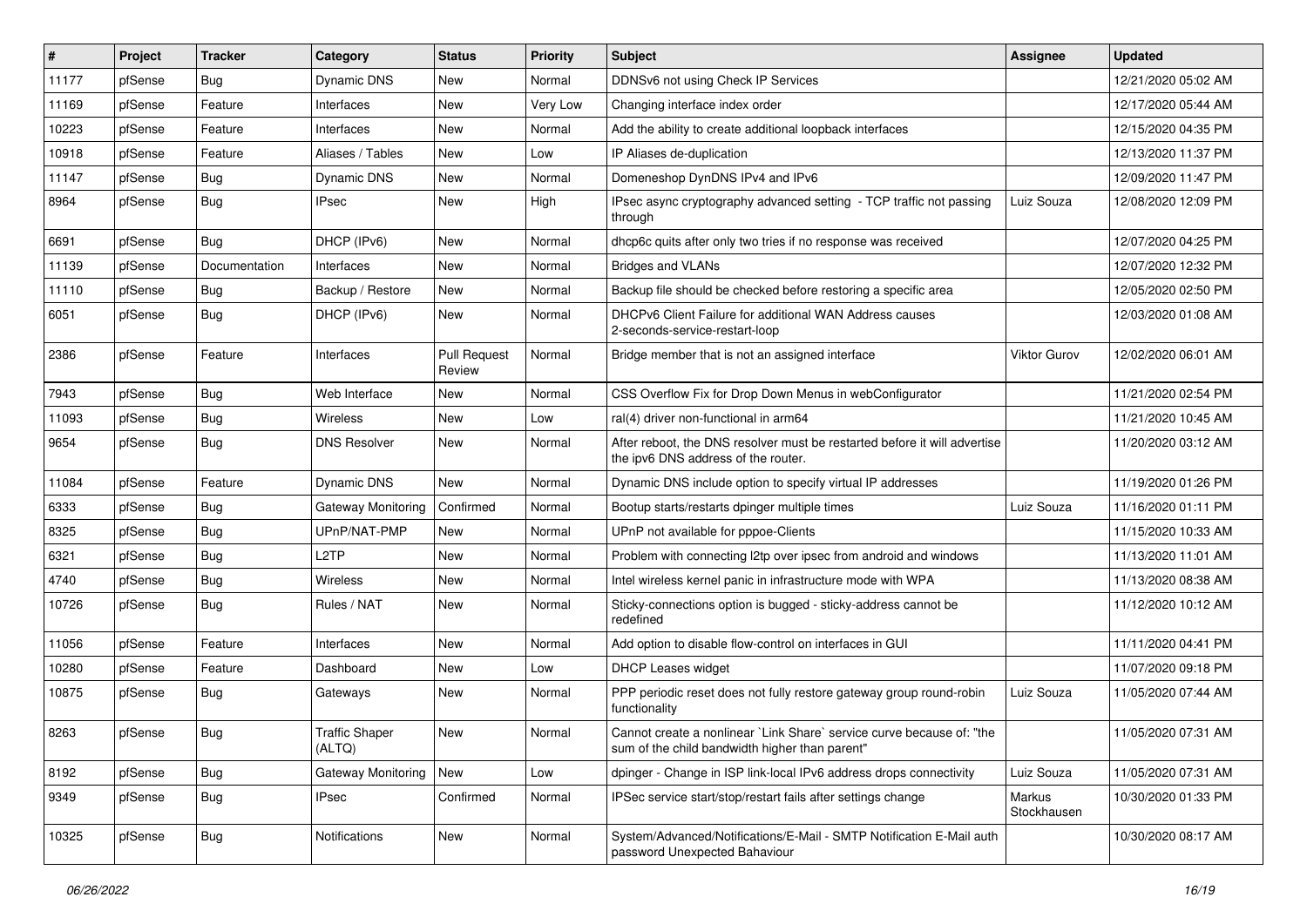| # | Project | Tracker | Category | Status | Priority | Subject | Assignee | Updated |
|---|---|---|---|---|---|---|---|---|
| 11177 | pfSense | Bug | Dynamic DNS | New | Normal | DDNSv6 not using Check IP Services | | 12/21/2020 05:02 AM |
| 11169 | pfSense | Feature | Interfaces | New | Very Low | Changing interface index order | | 12/17/2020 05:44 AM |
| 10223 | pfSense | Feature | Interfaces | New | Normal | Add the ability to create additional loopback interfaces | | 12/15/2020 04:35 PM |
| 10918 | pfSense | Feature | Aliases / Tables | New | Low | IP Aliases de-duplication | | 12/13/2020 11:37 PM |
| 11147 | pfSense | Bug | Dynamic DNS | New | Normal | Domeneshop DynDNS IPv4 and IPv6 | | 12/09/2020 11:47 PM |
| 8964 | pfSense | Bug | IPsec | New | High | IPsec async cryptography advanced setting - TCP traffic not passing through | Luiz Souza | 12/08/2020 12:09 PM |
| 6691 | pfSense | Bug | DHCP (IPv6) | New | Normal | dhcp6c quits after only two tries if no response was received | | 12/07/2020 04:25 PM |
| 11139 | pfSense | Documentation | Interfaces | New | Normal | Bridges and VLANs | | 12/07/2020 12:32 PM |
| 11110 | pfSense | Bug | Backup / Restore | New | Normal | Backup file should be checked before restoring a specific area | | 12/05/2020 02:50 PM |
| 6051 | pfSense | Bug | DHCP (IPv6) | New | Normal | DHCPv6 Client Failure for additional WAN Address causes 2-seconds-service-restart-loop | | 12/03/2020 01:08 AM |
| 2386 | pfSense | Feature | Interfaces | Pull Request Review | Normal | Bridge member that is not an assigned interface | Viktor Gurov | 12/02/2020 06:01 AM |
| 7943 | pfSense | Bug | Web Interface | New | Normal | CSS Overflow Fix for Drop Down Menus in webConfigurator | | 11/21/2020 02:54 PM |
| 11093 | pfSense | Bug | Wireless | New | Low | ral(4) driver non-functional in arm64 | | 11/21/2020 10:45 AM |
| 9654 | pfSense | Bug | DNS Resolver | New | Normal | After reboot, the DNS resolver must be restarted before it will advertise the ipv6 DNS address of the router. | | 11/20/2020 03:12 AM |
| 11084 | pfSense | Feature | Dynamic DNS | New | Normal | Dynamic DNS include option to specify virtual IP addresses | | 11/19/2020 01:26 PM |
| 6333 | pfSense | Bug | Gateway Monitoring | Confirmed | Normal | Bootup starts/restarts dpinger multiple times | Luiz Souza | 11/16/2020 01:11 PM |
| 8325 | pfSense | Bug | UPnP/NAT-PMP | New | Normal | UPnP not available for pppoe-Clients | | 11/15/2020 10:33 AM |
| 6321 | pfSense | Bug | L2TP | New | Normal | Problem with connecting l2tp over ipsec from android and windows | | 11/13/2020 11:01 AM |
| 4740 | pfSense | Bug | Wireless | New | Normal | Intel wireless kernel panic in infrastructure mode with WPA | | 11/13/2020 08:38 AM |
| 10726 | pfSense | Bug | Rules / NAT | New | Normal | Sticky-connections option is bugged - sticky-address cannot be redefined | | 11/12/2020 10:12 AM |
| 11056 | pfSense | Feature | Interfaces | New | Normal | Add option to disable flow-control on interfaces in GUI | | 11/11/2020 04:41 PM |
| 10280 | pfSense | Feature | Dashboard | New | Low | DHCP Leases widget | | 11/07/2020 09:18 PM |
| 10875 | pfSense | Bug | Gateways | New | Normal | PPP periodic reset does not fully restore gateway group round-robin functionality | Luiz Souza | 11/05/2020 07:44 AM |
| 8263 | pfSense | Bug | Traffic Shaper (ALTQ) | New | Normal | Cannot create a nonlinear `Link Share` service curve because of: "the sum of the child bandwidth higher than parent" | | 11/05/2020 07:31 AM |
| 8192 | pfSense | Bug | Gateway Monitoring | New | Low | dpinger - Change in ISP link-local IPv6 address drops connectivity | Luiz Souza | 11/05/2020 07:31 AM |
| 9349 | pfSense | Bug | IPsec | Confirmed | Normal | IPSec service start/stop/restart fails after settings change | Markus Stockhausen | 10/30/2020 01:33 PM |
| 10325 | pfSense | Bug | Notifications | New | Normal | System/Advanced/Notifications/E-Mail - SMTP Notification E-Mail auth password Unexpected Bahaviour | | 10/30/2020 08:17 AM |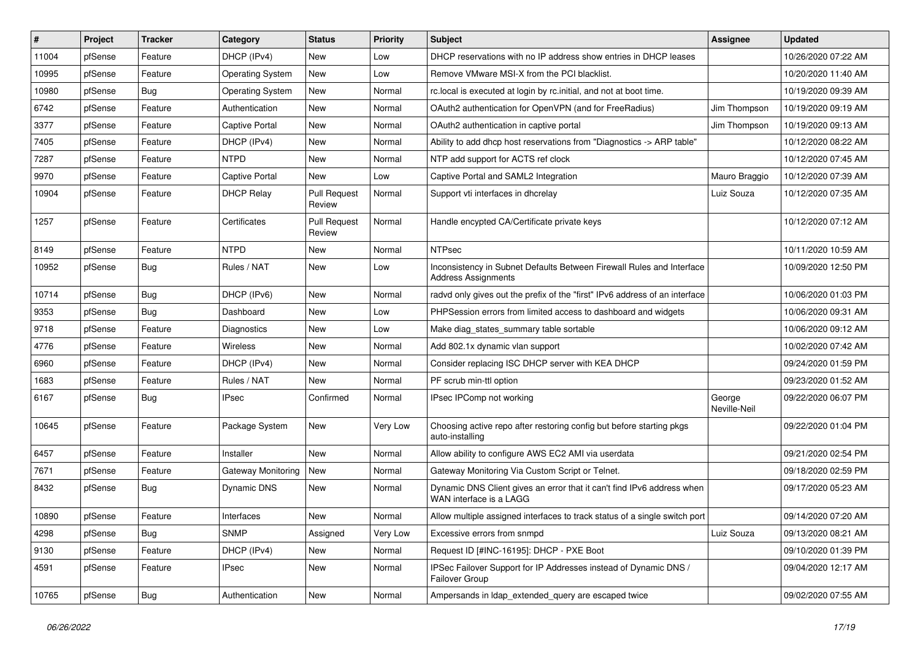| # | Project | Tracker | Category | Status | Priority | Subject | Assignee | Updated |
|---|---|---|---|---|---|---|---|---|
| 11004 | pfSense | Feature | DHCP (IPv4) | New | Low | DHCP reservations with no IP address show entries in DHCP leases | | 10/26/2020 07:22 AM |
| 10995 | pfSense | Feature | Operating System | New | Low | Remove VMware MSI-X from the PCI blacklist. | | 10/20/2020 11:40 AM |
| 10980 | pfSense | Bug | Operating System | New | Normal | rc.local is executed at login by rc.initial, and not at boot time. | | 10/19/2020 09:39 AM |
| 6742 | pfSense | Feature | Authentication | New | Normal | OAuth2 authentication for OpenVPN (and for FreeRadius) | Jim Thompson | 10/19/2020 09:19 AM |
| 3377 | pfSense | Feature | Captive Portal | New | Normal | OAuth2 authentication in captive portal | Jim Thompson | 10/19/2020 09:13 AM |
| 7405 | pfSense | Feature | DHCP (IPv4) | New | Normal | Ability to add dhcp host reservations from "Diagnostics -> ARP table" | | 10/12/2020 08:22 AM |
| 7287 | pfSense | Feature | NTPD | New | Normal | NTP add support for ACTS ref clock | | 10/12/2020 07:45 AM |
| 9970 | pfSense | Feature | Captive Portal | New | Low | Captive Portal and SAML2 Integration | Mauro Braggio | 10/12/2020 07:39 AM |
| 10904 | pfSense | Feature | DHCP Relay | Pull Request Review | Normal | Support vti interfaces in dhcrelay | Luiz Souza | 10/12/2020 07:35 AM |
| 1257 | pfSense | Feature | Certificates | Pull Request Review | Normal | Handle encypted CA/Certificate private keys | | 10/12/2020 07:12 AM |
| 8149 | pfSense | Feature | NTPD | New | Normal | NTPsec | | 10/11/2020 10:59 AM |
| 10952 | pfSense | Bug | Rules / NAT | New | Low | Inconsistency in Subnet Defaults Between Firewall Rules and Interface Address Assignments | | 10/09/2020 12:50 PM |
| 10714 | pfSense | Bug | DHCP (IPv6) | New | Normal | radvd only gives out the prefix of the "first" IPv6 address of an interface | | 10/06/2020 01:03 PM |
| 9353 | pfSense | Bug | Dashboard | New | Low | PHPSession errors from limited access to dashboard and widgets | | 10/06/2020 09:31 AM |
| 9718 | pfSense | Feature | Diagnostics | New | Low | Make diag_states_summary table sortable | | 10/06/2020 09:12 AM |
| 4776 | pfSense | Feature | Wireless | New | Normal | Add 802.1x dynamic vlan support | | 10/02/2020 07:42 AM |
| 6960 | pfSense | Feature | DHCP (IPv4) | New | Normal | Consider replacing ISC DHCP server with KEA DHCP | | 09/24/2020 01:59 PM |
| 1683 | pfSense | Feature | Rules / NAT | New | Normal | PF scrub min-ttl option | | 09/23/2020 01:52 AM |
| 6167 | pfSense | Bug | IPsec | Confirmed | Normal | IPsec IPComp not working | George Neville-Neil | 09/22/2020 06:07 PM |
| 10645 | pfSense | Feature | Package System | New | Very Low | Choosing active repo after restoring config but before starting pkgs auto-installing | | 09/22/2020 01:04 PM |
| 6457 | pfSense | Feature | Installer | New | Normal | Allow ability to configure AWS EC2 AMI via userdata | | 09/21/2020 02:54 PM |
| 7671 | pfSense | Feature | Gateway Monitoring | New | Normal | Gateway Monitoring Via Custom Script or Telnet. | | 09/18/2020 02:59 PM |
| 8432 | pfSense | Bug | Dynamic DNS | New | Normal | Dynamic DNS Client gives an error that it can't find IPv6 address when WAN interface is a LAGG | | 09/17/2020 05:23 AM |
| 10890 | pfSense | Feature | Interfaces | New | Normal | Allow multiple assigned interfaces to track status of a single switch port | | 09/14/2020 07:20 AM |
| 4298 | pfSense | Bug | SNMP | Assigned | Very Low | Excessive errors from snmpd | Luiz Souza | 09/13/2020 08:21 AM |
| 9130 | pfSense | Feature | DHCP (IPv4) | New | Normal | Request ID [#INC-16195]: DHCP - PXE Boot | | 09/10/2020 01:39 PM |
| 4591 | pfSense | Feature | IPsec | New | Normal | IPSec Failover Support for IP Addresses instead of Dynamic DNS / Failover Group | | 09/04/2020 12:17 AM |
| 10765 | pfSense | Bug | Authentication | New | Normal | Ampersands in ldap_extended_query are escaped twice | | 09/02/2020 07:55 AM |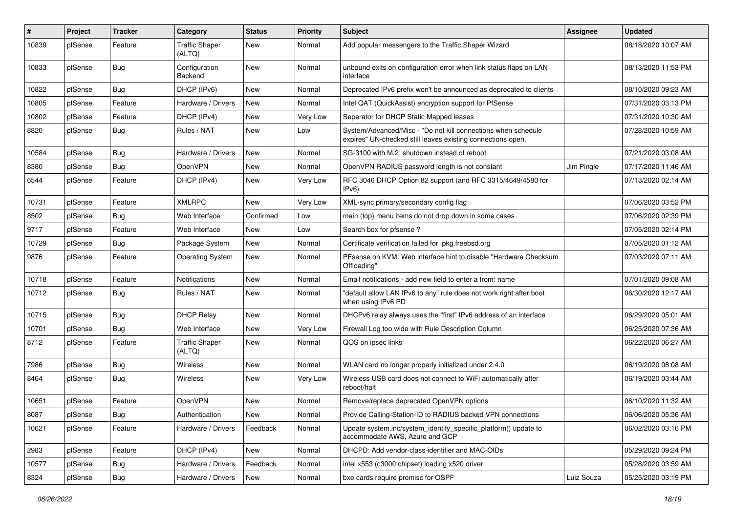| # | Project | Tracker | Category | Status | Priority | Subject | Assignee | Updated |
|---|---|---|---|---|---|---|---|---|
| 10839 | pfSense | Feature | Traffic Shaper (ALTQ) | New | Normal | Add popular messengers to the Traffic Shaper Wizard | | 08/18/2020 10:07 AM |
| 10833 | pfSense | Bug | Configuration Backend | New | Normal | unbound exits on configuration error when link status flaps on LAN interface | | 08/13/2020 11:53 PM |
| 10822 | pfSense | Bug | DHCP (IPv6) | New | Normal | Deprecated IPv6 prefix won't be announced as deprecated to clients | | 08/10/2020 09:23 AM |
| 10805 | pfSense | Feature | Hardware / Drivers | New | Normal | Intel QAT (QuickAssist) encryption support for PfSense | | 07/31/2020 03:13 PM |
| 10802 | pfSense | Feature | DHCP (IPv4) | New | Very Low | Seperator for DHCP Static Mapped leases | | 07/31/2020 10:30 AM |
| 8820 | pfSense | Bug | Rules / NAT | New | Low | System/Advanced/Misc - "Do not kill connections when schedule expires" UN-checked still leaves existing connections open. | | 07/28/2020 10:59 AM |
| 10584 | pfSense | Bug | Hardware / Drivers | New | Normal | SG-3100 with M.2: shutdown instead of reboot | | 07/21/2020 03:08 AM |
| 8380 | pfSense | Bug | OpenVPN | New | Normal | OpenVPN RADIUS password length is not constant | Jim Pingle | 07/17/2020 11:46 AM |
| 6544 | pfSense | Feature | DHCP (IPv4) | New | Very Low | RFC 3046 DHCP Option 82 support (and RFC 3315/4649/4580 for IPv6) | | 07/13/2020 02:14 AM |
| 10731 | pfSense | Feature | XMLRPC | New | Very Low | XML-sync primary/secondary config flag | | 07/06/2020 03:52 PM |
| 8502 | pfSense | Bug | Web Interface | Confirmed | Low | main (top) menu items do not drop down in some cases | | 07/06/2020 02:39 PM |
| 9717 | pfSense | Feature | Web Interface | New | Low | Search box for pfsense ? | | 07/05/2020 02:14 PM |
| 10729 | pfSense | Bug | Package System | New | Normal | Certificate verification failed for pkg.freebsd.org | | 07/05/2020 01:12 AM |
| 9876 | pfSense | Feature | Operating System | New | Normal | PFsense on KVM: Web interface hint to disable "Hardware Checksum Offloading" | | 07/03/2020 07:11 AM |
| 10718 | pfSense | Feature | Notifications | New | Normal | Email notifications - add new field to enter a from: name | | 07/01/2020 09:08 AM |
| 10712 | pfSense | Bug | Rules / NAT | New | Normal | "default allow LAN IPv6 to any" rule does not work right after boot when using IPv6 PD | | 06/30/2020 12:17 AM |
| 10715 | pfSense | Bug | DHCP Relay | New | Normal | DHCPv6 relay always uses the "first" IPv6 address of an interface | | 06/29/2020 05:01 AM |
| 10701 | pfSense | Bug | Web Interface | New | Very Low | Firewall Log too wide with Rule Description Column | | 06/25/2020 07:36 AM |
| 8712 | pfSense | Feature | Traffic Shaper (ALTQ) | New | Normal | QOS on ipsec links | | 06/22/2020 06:27 AM |
| 7986 | pfSense | Bug | Wireless | New | Normal | WLAN card no longer properly initialized under 2.4.0 | | 06/19/2020 08:08 AM |
| 8464 | pfSense | Bug | Wireless | New | Very Low | Wireless USB card does not connect to WiFi automatically after reboot/halt | | 06/19/2020 03:44 AM |
| 10651 | pfSense | Feature | OpenVPN | New | Normal | Remove/replace deprecated OpenVPN options | | 06/10/2020 11:32 AM |
| 8087 | pfSense | Bug | Authentication | New | Normal | Provide Calling-Station-ID to RADIUS backed VPN connections | | 06/06/2020 05:36 AM |
| 10621 | pfSense | Feature | Hardware / Drivers | Feedback | Normal | Update system.inc/system_identify_specific_platform() update to accommodate AWS, Azure and GCP | | 06/02/2020 03:16 PM |
| 2983 | pfSense | Feature | DHCP (IPv4) | New | Normal | DHCPD: Add vendor-class-identifier and MAC-OIDs | | 05/29/2020 09:24 PM |
| 10577 | pfSense | Bug | Hardware / Drivers | Feedback | Normal | intel x553 (c3000 chipset) loading x520 driver | | 05/28/2020 03:59 AM |
| 8324 | pfSense | Bug | Hardware / Drivers | New | Normal | bxe cards require promisc for OSPF | Luiz Souza | 05/25/2020 03:19 PM |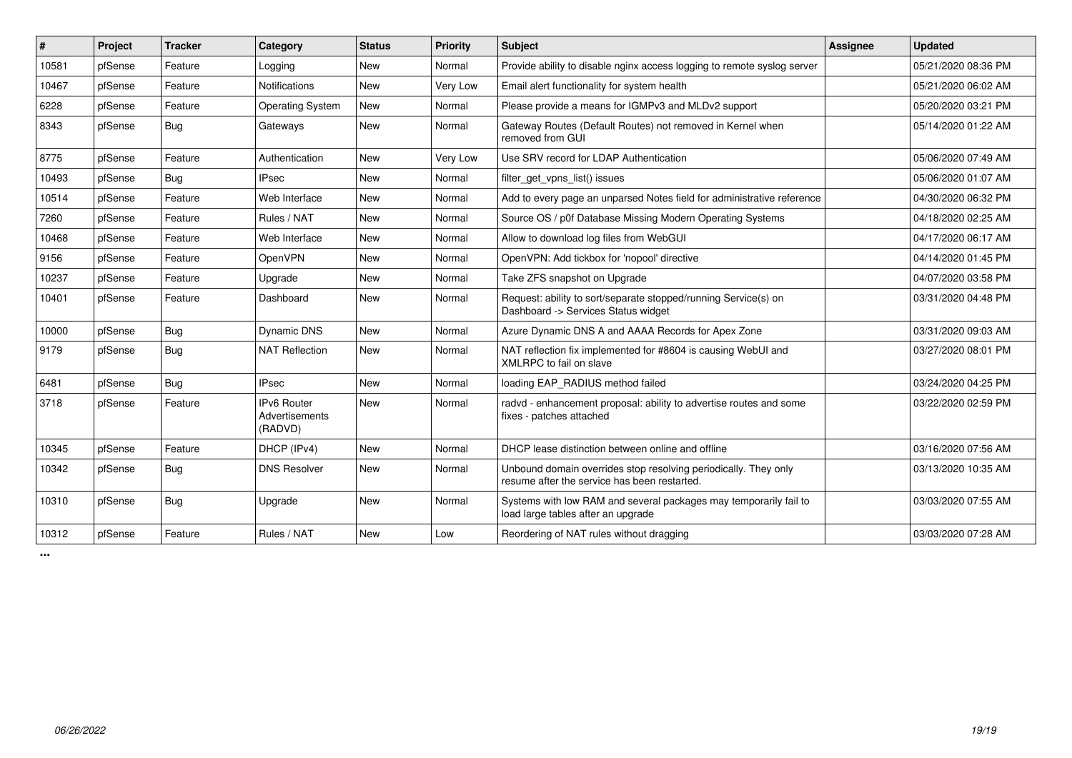| # | Project | Tracker | Category | Status | Priority | Subject | Assignee | Updated |
|---|---|---|---|---|---|---|---|---|
| 10581 | pfSense | Feature | Logging | New | Normal | Provide ability to disable nginx access logging to remote syslog server | | 05/21/2020 08:36 PM |
| 10467 | pfSense | Feature | Notifications | New | Very Low | Email alert functionality for system health | | 05/21/2020 06:02 AM |
| 6228 | pfSense | Feature | Operating System | New | Normal | Please provide a means for IGMPv3 and MLDv2 support | | 05/20/2020 03:21 PM |
| 8343 | pfSense | Bug | Gateways | New | Normal | Gateway Routes (Default Routes) not removed in Kernel when removed from GUI | | 05/14/2020 01:22 AM |
| 8775 | pfSense | Feature | Authentication | New | Very Low | Use SRV record for LDAP Authentication | | 05/06/2020 07:49 AM |
| 10493 | pfSense | Bug | IPsec | New | Normal | filter_get_vpns_list() issues | | 05/06/2020 01:07 AM |
| 10514 | pfSense | Feature | Web Interface | New | Normal | Add to every page an unparsed Notes field for administrative reference | | 04/30/2020 06:32 PM |
| 7260 | pfSense | Feature | Rules / NAT | New | Normal | Source OS / p0f Database Missing Modern Operating Systems | | 04/18/2020 02:25 AM |
| 10468 | pfSense | Feature | Web Interface | New | Normal | Allow to download log files from WebGUI | | 04/17/2020 06:17 AM |
| 9156 | pfSense | Feature | OpenVPN | New | Normal | OpenVPN: Add tickbox for 'nopool' directive | | 04/14/2020 01:45 PM |
| 10237 | pfSense | Feature | Upgrade | New | Normal | Take ZFS snapshot on Upgrade | | 04/07/2020 03:58 PM |
| 10401 | pfSense | Feature | Dashboard | New | Normal | Request: ability to sort/separate stopped/running Service(s) on Dashboard -> Services Status widget | | 03/31/2020 04:48 PM |
| 10000 | pfSense | Bug | Dynamic DNS | New | Normal | Azure Dynamic DNS A and AAAA Records for Apex Zone | | 03/31/2020 09:03 AM |
| 9179 | pfSense | Bug | NAT Reflection | New | Normal | NAT reflection fix implemented for #8604 is causing WebUI and XMLRPC to fail on slave | | 03/27/2020 08:01 PM |
| 6481 | pfSense | Bug | IPsec | New | Normal | loading EAP_RADIUS method failed | | 03/24/2020 04:25 PM |
| 3718 | pfSense | Feature | IPv6 Router Advertisements (RADVD) | New | Normal | radvd - enhancement proposal: ability to advertise routes and some fixes - patches attached | | 03/22/2020 02:59 PM |
| 10345 | pfSense | Feature | DHCP (IPv4) | New | Normal | DHCP lease distinction between online and offline | | 03/16/2020 07:56 AM |
| 10342 | pfSense | Bug | DNS Resolver | New | Normal | Unbound domain overrides stop resolving periodically. They only resume after the service has been restarted. | | 03/13/2020 10:35 AM |
| 10310 | pfSense | Bug | Upgrade | New | Normal | Systems with low RAM and several packages may temporarily fail to load large tables after an upgrade | | 03/03/2020 07:55 AM |
| 10312 | pfSense | Feature | Rules / NAT | New | Low | Reordering of NAT rules without dragging | | 03/03/2020 07:28 AM |

...